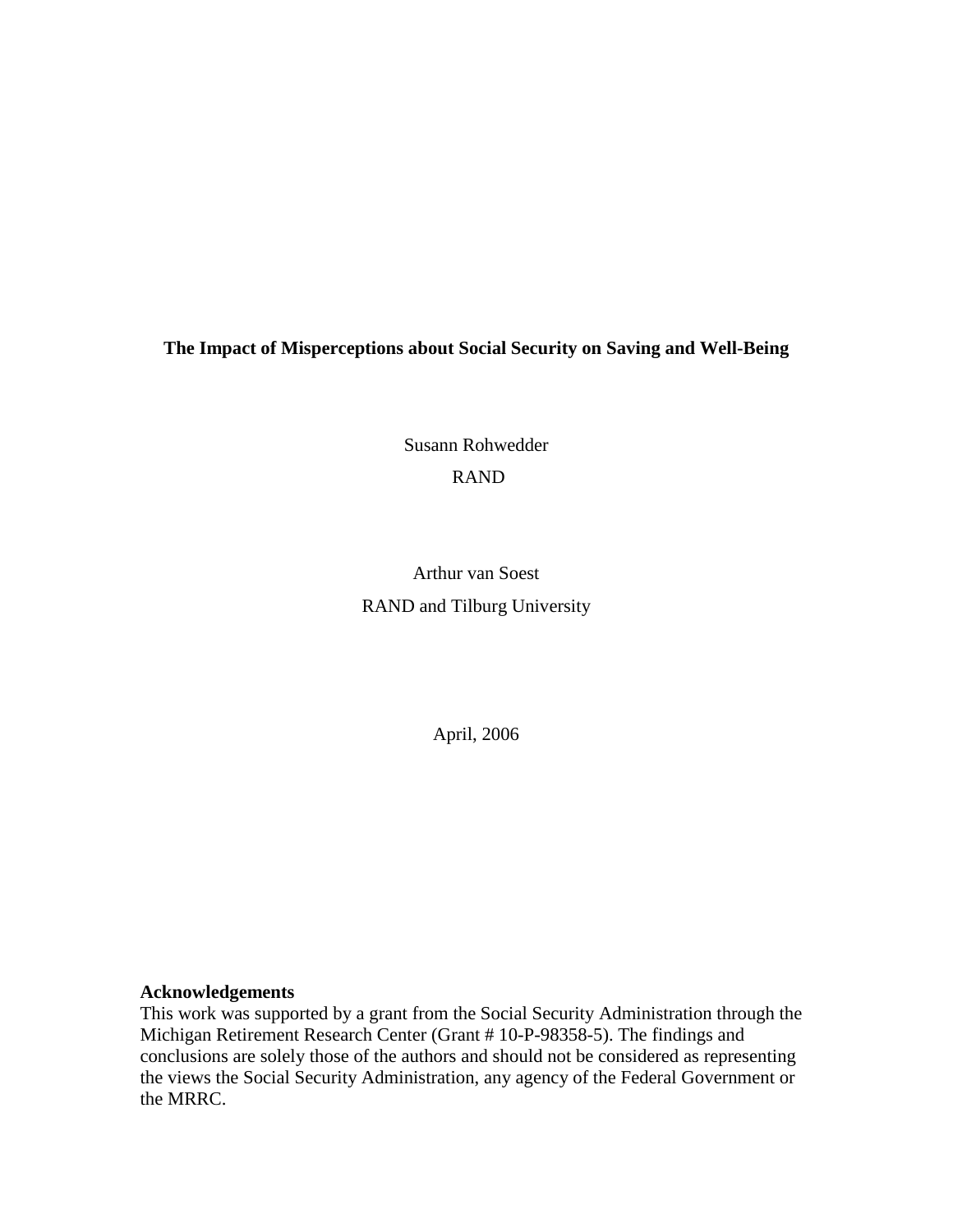# The Impact of Misperceptions about Social Security on Saving and Well-Being

Susann Rohwedder

RAND

Arthur van Soest

RAND and Tilburg University

April, 2006

**Acknowledgements**

This work was supported by a grant from the Social Security Administration through the Michigan Retirement Research Center (Grant # 10-P-98358-5). The findings and conclusions are solely those of the authors and should not be considered as representing the views the Social Security Administration, any agency of the Federal Government or the MRRC.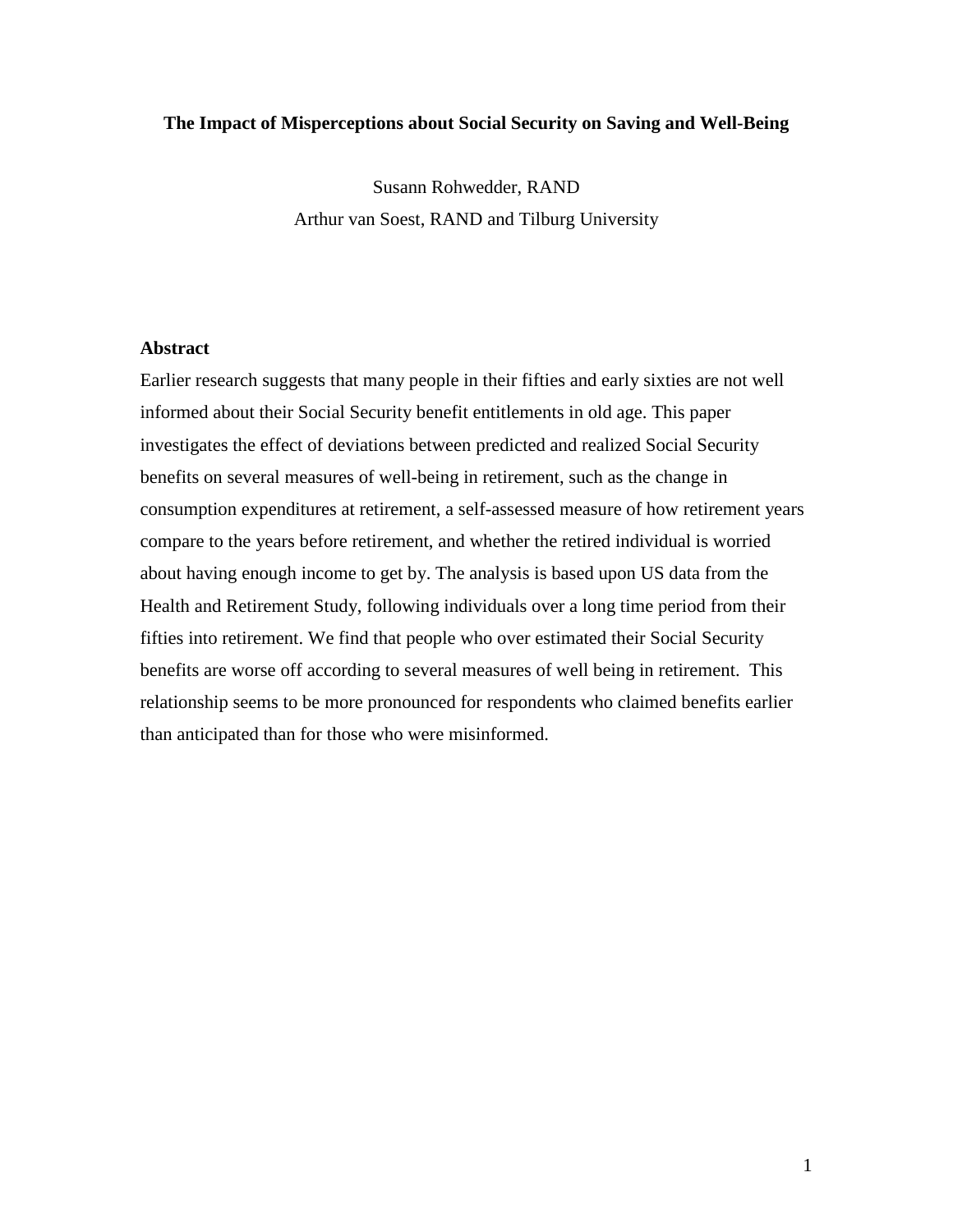**The Impact of Misperceptions about Social Security on Saving and Well-Being**

Susann Rohwedder, RAND

Arthur van Soest, RAND and Tilburg University

## Abstract

Earlier research suggests that many people in their fifties and early sixties are not well informed about their Social Security benefit entitlements in old age. This paper investigates the effect of deviations between predicted and realized Social Security benefits on several measures of well-being in retirement, such as the change in consumption expenditures at retirement, a self-assessed measure of how retirement years compare to the years before retirement, and whether the retired individual is worried about having enough income to get by. The analysis is based upon US data from the Health and Retirement Study, following individuals over a long time period from their fifties into retirement. We find that people who over estimated their Social Security benefits are worse off according to several measures of well being in retirement. This relationship seems to be more pronounced for respondents who claimed benefits earlier than anticipated than for those who were misinformed.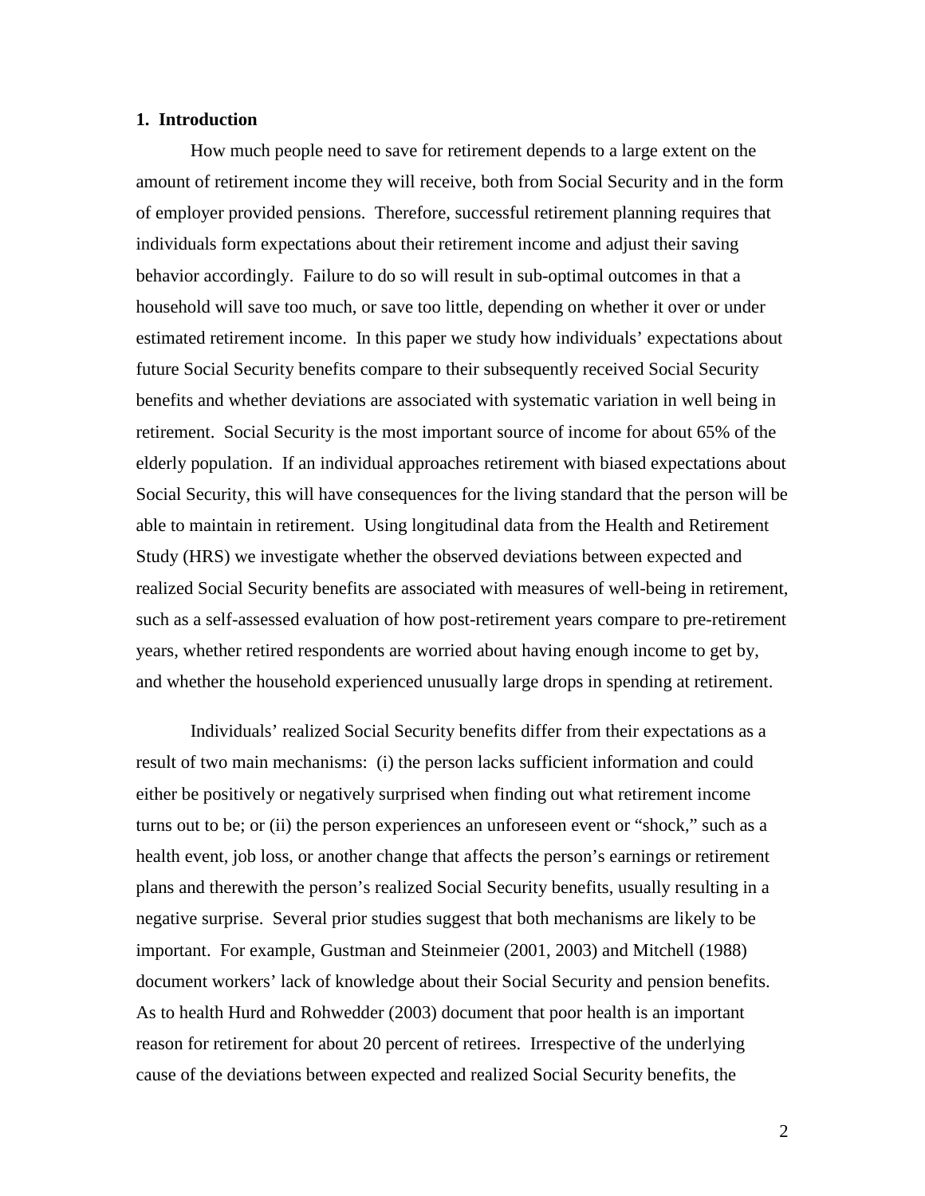## 1. Introduction

How much people need to save for retirement depends to a large extent on the amount of retirement income they will receive, both from Social Security and in the form of employer provided pensions. Therefore, successful retirement planning requires that individuals form expectations about their retirement income and adjust their saving behavior accordingly. Failure to do so will result in sub-optimal outcomes in that a household will save too much, or save too little, depending on whether it over or under estimated retirement income. In this paper we study how individuals' expectations about future Social Security benefits compare to their subsequently received Social Security benefits and whether deviations are associated with systematic variation in well being in retirement. Social Security is the most important source of income for about 65% of the elderly population. If an individual approaches retirement with biased expectations about Social Security, this will have consequences for the living standard that the person will be able to maintain in retirement. Using longitudinal data from the Health and Retirement Study (HRS) we investigate whether the observed deviations between expected and realized Social Security benefits are associated with measures of well-being in retirement, such as a self-assessed evaluation of how post-retirement years compare to pre-retirement years, whether retired respondents are worried about having enough income to get by, and whether the household experienced unusually large drops in spending at retirement.

Individuals' realized Social Security benefits differ from their expectations as a result of two main mechanisms: (i) the person lacks sufficient information and could either be positively or negatively surprised when finding out what retirement income turns out to be; or (ii) the person experiences an unforeseen event or "shock," such as a health event, job loss, or another change that affects the person's earnings or retirement plans and therewith the person's realized Social Security benefits, usually resulting in a negative surprise. Several prior studies suggest that both mechanisms are likely to be important. For example, Gustman and Steinmeier (2001, 2003) and Mitchell (1988) document workers' lack of knowledge about their Social Security and pension benefits. As to health Hurd and Rohwedder (2003) document that poor health is an important reason for retirement for about 20 percent of retirees. Irrespective of the underlying cause of the deviations between expected and realized Social Security benefits, the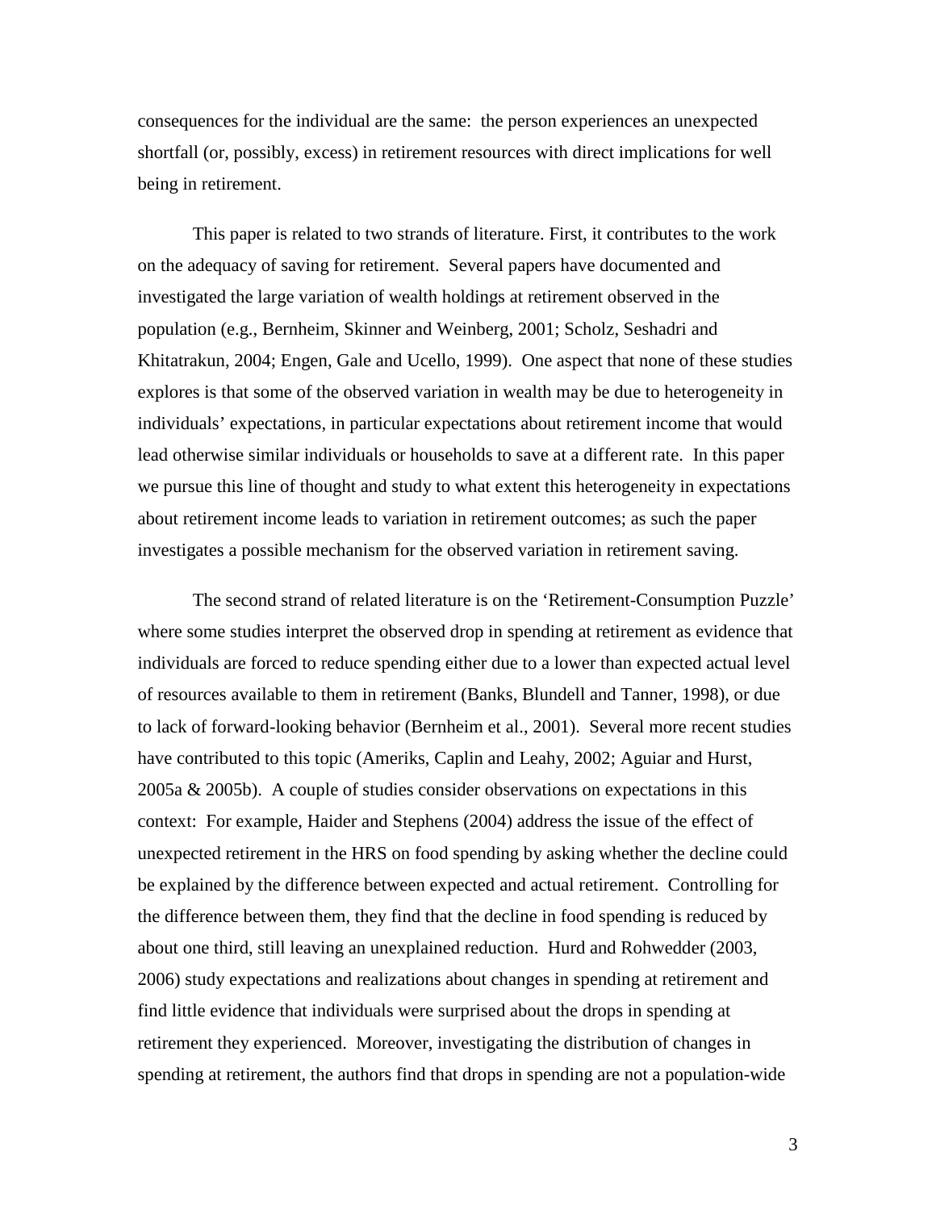consequences for the individual are the same: the person experiences an unexpected shortfall (or, possibly, excess) in retirement resources with direct implications for well being in retirement.

This paper is related to two strands of literature. First, it contributes to the work on the adequacy of saving for retirement. Several papers have documented and investigated the large variation of wealth holdings at retirement observed in the population (e.g., Bernheim, Skinner and Weinberg, 2001; Scholz, Seshadri and Khitatrakun, 2004; Engen, Gale and Ucello, 1999). One aspect that none of these studies explores is that some of the observed variation in wealth may be due to heterogeneity in individuals' expectations, in particular expectations about retirement income that would lead otherwise similar individuals or households to save at a different rate. In this paper we pursue this line of thought and study to what extent this heterogeneity in expectations about retirement income leads to variation in retirement outcomes; as such the paper investigates a possible mechanism for the observed variation in retirement saving.

The second strand of related literature is on the 'Retirement-Consumption Puzzle' where some studies interpret the observed drop in spending at retirement as evidence that individuals are forced to reduce spending either due to a lower than expected actual level of resources available to them in retirement (Banks, Blundell and Tanner, 1998), or due to lack of forward-looking behavior (Bernheim et al., 2001). Several more recent studies have contributed to this topic (Ameriks, Caplin and Leahy, 2002; Aguiar and Hurst, 2005a & 2005b). A couple of studies consider observations on expectations in this context: For example, Haider and Stephens (2004) address the issue of the effect of unexpected retirement in the HRS on food spending by asking whether the decline could be explained by the difference between expected and actual retirement. Controlling for the difference between them, they find that the decline in food spending is reduced by about one third, still leaving an unexplained reduction. Hurd and Rohwedder (2003, 2006) study expectations and realizations about changes in spending at retirement and find little evidence that individuals were surprised about the drops in spending at retirement they experienced. Moreover, investigating the distribution of changes in spending at retirement, the authors find that drops in spending are not a population-wide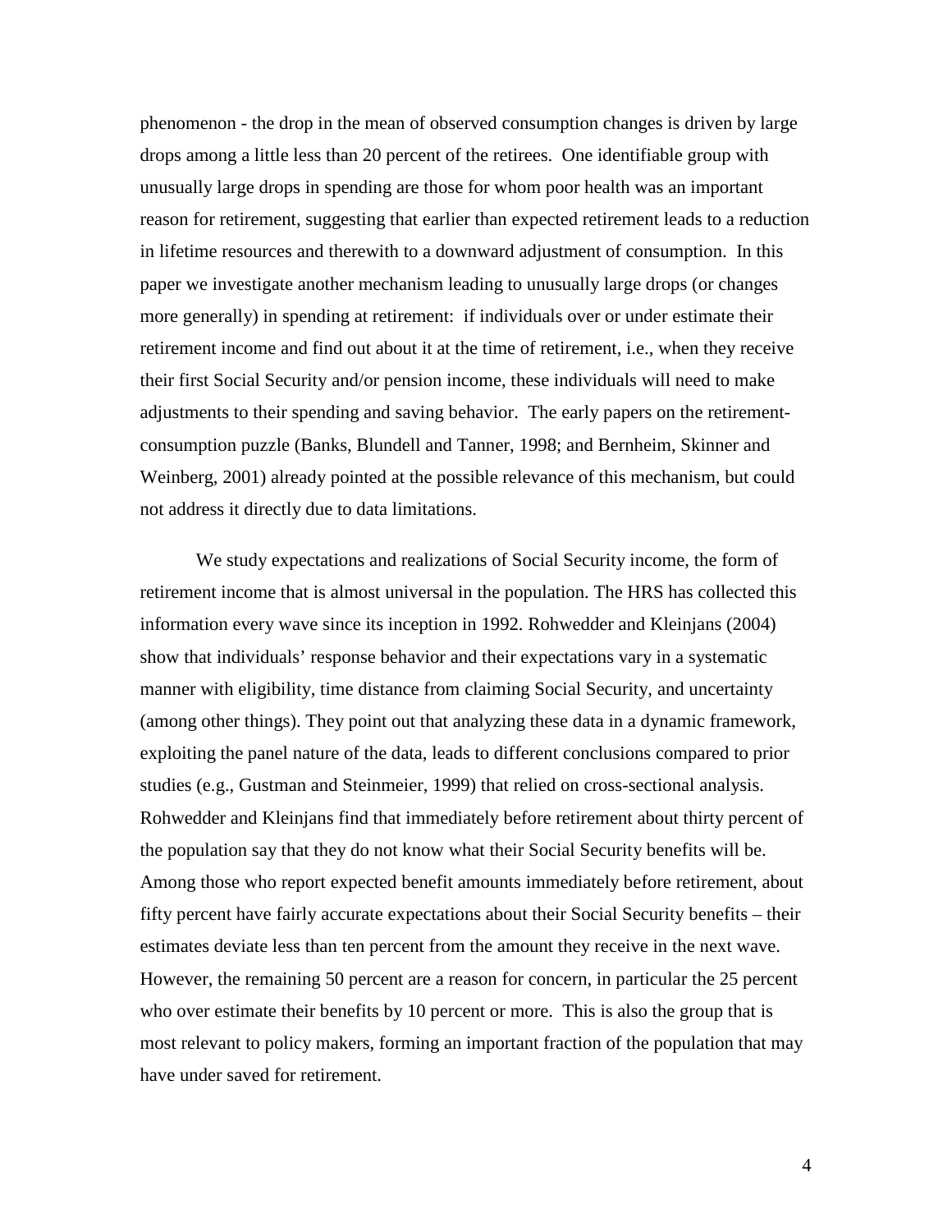phenomenon - the drop in the mean of observed consumption changes is driven by large drops among a little less than 20 percent of the retirees. One identifiable group with unusually large drops in spending are those for whom poor health was an important reason for retirement, suggesting that earlier than expected retirement leads to a reduction in lifetime resources and therewith to a downward adjustment of consumption. In this paper we investigate another mechanism leading to unusually large drops (or changes more generally) in spending at retirement: if individuals over or under estimate their retirement income and find out about it at the time of retirement, i.e., when they receive their first Social Security and/or pension income, these individuals will need to make adjustments to their spending and saving behavior. The early papers on the retirement-consumption puzzle (Banks, Blundell and Tanner, 1998; and Bernheim, Skinner and Weinberg, 2001) already pointed at the possible relevance of this mechanism, but could not address it directly due to data limitations.

We study expectations and realizations of Social Security income, the form of retirement income that is almost universal in the population. The HRS has collected this information every wave since its inception in 1992. Rohwedder and Kleinjans (2004) show that individuals' response behavior and their expectations vary in a systematic manner with eligibility, time distance from claiming Social Security, and uncertainty (among other things). They point out that analyzing these data in a dynamic framework, exploiting the panel nature of the data, leads to different conclusions compared to prior studies (e.g., Gustman and Steinmeier, 1999) that relied on cross-sectional analysis. Rohwedder and Kleinjans find that immediately before retirement about thirty percent of the population say that they do not know what their Social Security benefits will be. Among those who report expected benefit amounts immediately before retirement, about fifty percent have fairly accurate expectations about their Social Security benefits – their estimates deviate less than ten percent from the amount they receive in the next wave. However, the remaining 50 percent are a reason for concern, in particular the 25 percent who over estimate their benefits by 10 percent or more. This is also the group that is most relevant to policy makers, forming an important fraction of the population that may have under saved for retirement.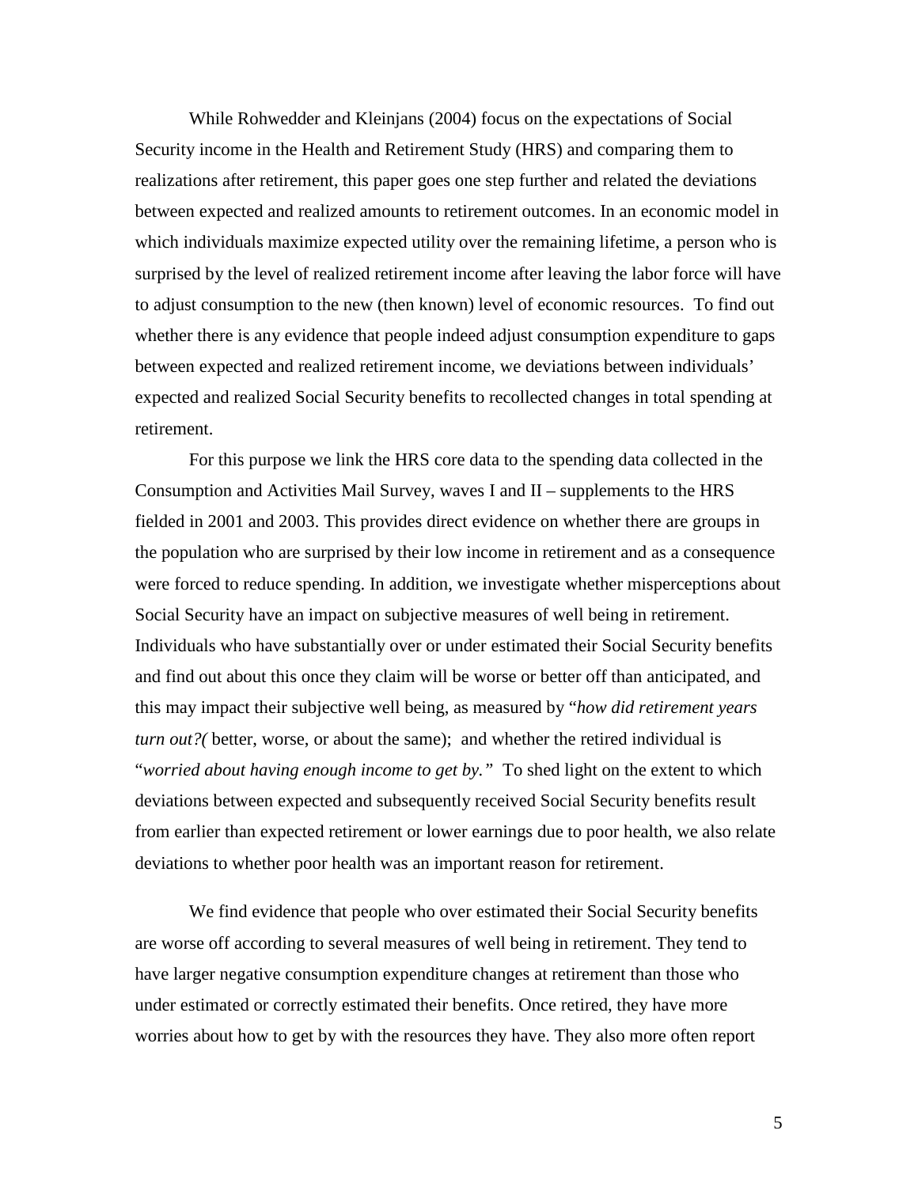While Rohwedder and Kleinjans (2004) focus on the expectations of Social Security income in the Health and Retirement Study (HRS) and comparing them to realizations after retirement, this paper goes one step further and related the deviations between expected and realized amounts to retirement outcomes. In an economic model in which individuals maximize expected utility over the remaining lifetime, a person who is surprised by the level of realized retirement income after leaving the labor force will have to adjust consumption to the new (then known) level of economic resources. To find out whether there is any evidence that people indeed adjust consumption expenditure to gaps between expected and realized retirement income, we deviations between individuals' expected and realized Social Security benefits to recollected changes in total spending at retirement.

For this purpose we link the HRS core data to the spending data collected in the Consumption and Activities Mail Survey, waves I and II – supplements to the HRS fielded in 2001 and 2003. This provides direct evidence on whether there are groups in the population who are surprised by their low income in retirement and as a consequence were forced to reduce spending. In addition, we investigate whether misperceptions about Social Security have an impact on subjective measures of well being in retirement. Individuals who have substantially over or under estimated their Social Security benefits and find out about this once they claim will be worse or better off than anticipated, and this may impact their subjective well being, as measured by "*how did retirement years turn out?(* better, worse, or about the same); and whether the retired individual is "*worried about having enough income to get by."* To shed light on the extent to which deviations between expected and subsequently received Social Security benefits result from earlier than expected retirement or lower earnings due to poor health, we also relate deviations to whether poor health was an important reason for retirement.

We find evidence that people who over estimated their Social Security benefits are worse off according to several measures of well being in retirement. They tend to have larger negative consumption expenditure changes at retirement than those who under estimated or correctly estimated their benefits. Once retired, they have more worries about how to get by with the resources they have. They also more often report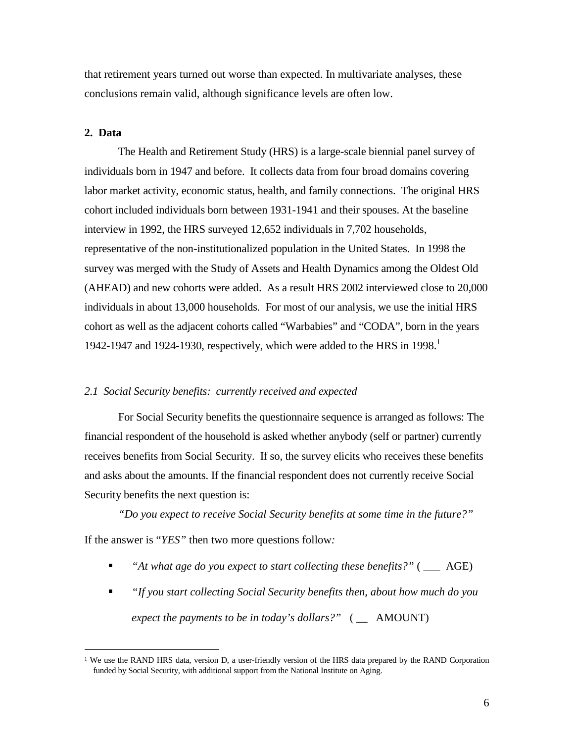that retirement years turned out worse than expected. In multivariate analyses, these conclusions remain valid, although significance levels are often low.

## 2. Data

The Health and Retirement Study (HRS) is a large-scale biennial panel survey of individuals born in 1947 and before. It collects data from four broad domains covering labor market activity, economic status, health, and family connections. The original HRS cohort included individuals born between 1931-1941 and their spouses. At the baseline interview in 1992, the HRS surveyed 12,652 individuals in 7,702 households, representative of the non-institutionalized population in the United States. In 1998 the survey was merged with the Study of Assets and Health Dynamics among the Oldest Old (AHEAD) and new cohorts were added. As a result HRS 2002 interviewed close to 20,000 individuals in about 13,000 households. For most of our analysis, we use the initial HRS cohort as well as the adjacent cohorts called "Warbabies" and "CODA", born in the years 1942-1947 and 1924-1930, respectively, which were added to the HRS in 1998.[1]

### *2.1 Social Security benefits: currently received and expected*

For Social Security benefits the questionnaire sequence is arranged as follows: The financial respondent of the household is asked whether anybody (self or partner) currently receives benefits from Social Security. If so, the survey elicits who receives these benefits and asks about the amounts. If the financial respondent does not currently receive Social Security benefits the next question is:

*"Do you expect to receive Social Security benefits at some time in the future?"*

If the answer is "*YES"* then two more questions follow*:*

- *"At what age do you expect to start collecting these benefits?"* ( ___ AGE)
- *"If you start collecting Social Security benefits then, about how much do you expect the payments to be in today's dollars?"* ( __ AMOUNT)

[1] We use the RAND HRS data, version D, a user-friendly version of the HRS data prepared by the RAND Corporation funded by Social Security, with additional support from the National Institute on Aging.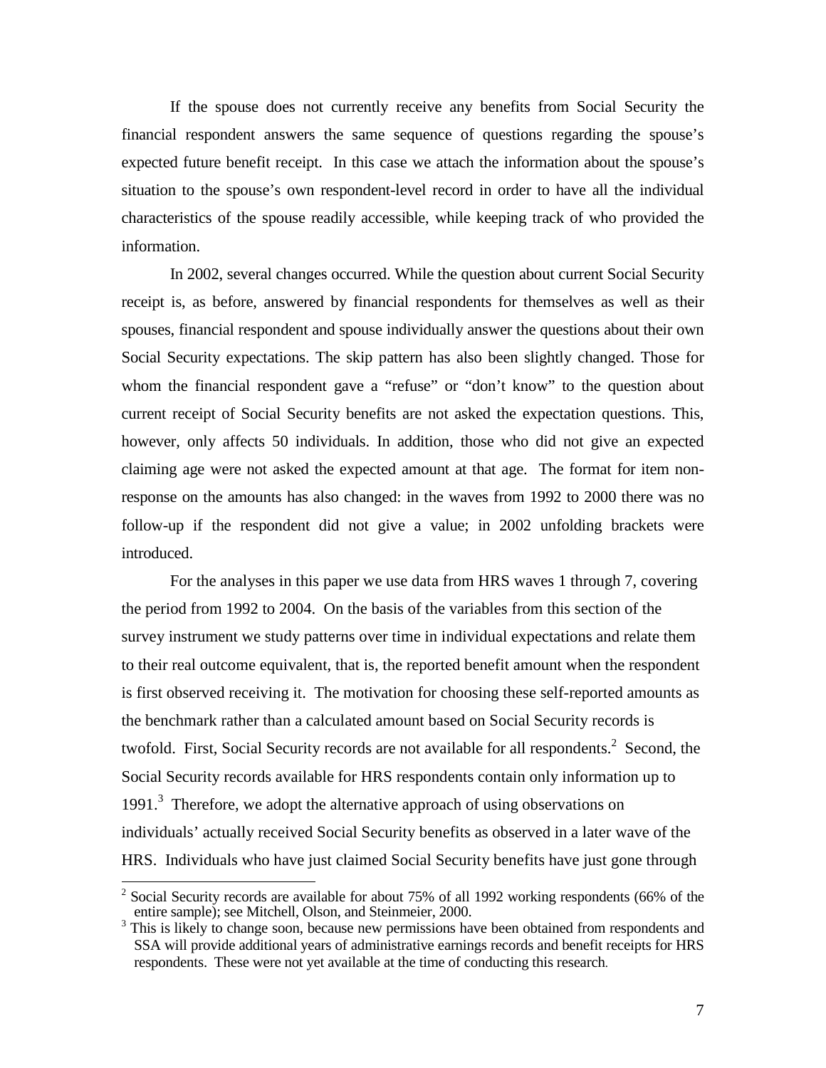If the spouse does not currently receive any benefits from Social Security the financial respondent answers the same sequence of questions regarding the spouse's expected future benefit receipt. In this case we attach the information about the spouse's situation to the spouse's own respondent-level record in order to have all the individual characteristics of the spouse readily accessible, while keeping track of who provided the information.

In 2002, several changes occurred. While the question about current Social Security receipt is, as before, answered by financial respondents for themselves as well as their spouses, financial respondent and spouse individually answer the questions about their own Social Security expectations. The skip pattern has also been slightly changed. Those for whom the financial respondent gave a "refuse" or "don't know" to the question about current receipt of Social Security benefits are not asked the expectation questions. This, however, only affects 50 individuals. In addition, those who did not give an expected claiming age were not asked the expected amount at that age. The format for item non-response on the amounts has also changed: in the waves from 1992 to 2000 there was no follow-up if the respondent did not give a value; in 2002 unfolding brackets were introduced.

For the analyses in this paper we use data from HRS waves 1 through 7, covering the period from 1992 to 2004. On the basis of the variables from this section of the survey instrument we study patterns over time in individual expectations and relate them to their real outcome equivalent, that is, the reported benefit amount when the respondent is first observed receiving it. The motivation for choosing these self-reported amounts as the benchmark rather than a calculated amount based on Social Security records is twofold. First, Social Security records are not available for all respondents.[2] Second, the Social Security records available for HRS respondents contain only information up to 1991.[3] Therefore, we adopt the alternative approach of using observations on individuals' actually received Social Security benefits as observed in a later wave of the HRS. Individuals who have just claimed Social Security benefits have just gone through

[2] Social Security records are available for about 75% of all 1992 working respondents (66% of the entire sample); see Mitchell, Olson, and Steinmeier, 2000.

[3] This is likely to change soon, because new permissions have been obtained from respondents and SSA will provide additional years of administrative earnings records and benefit receipts for HRS respondents. These were not yet available at the time of conducting this research.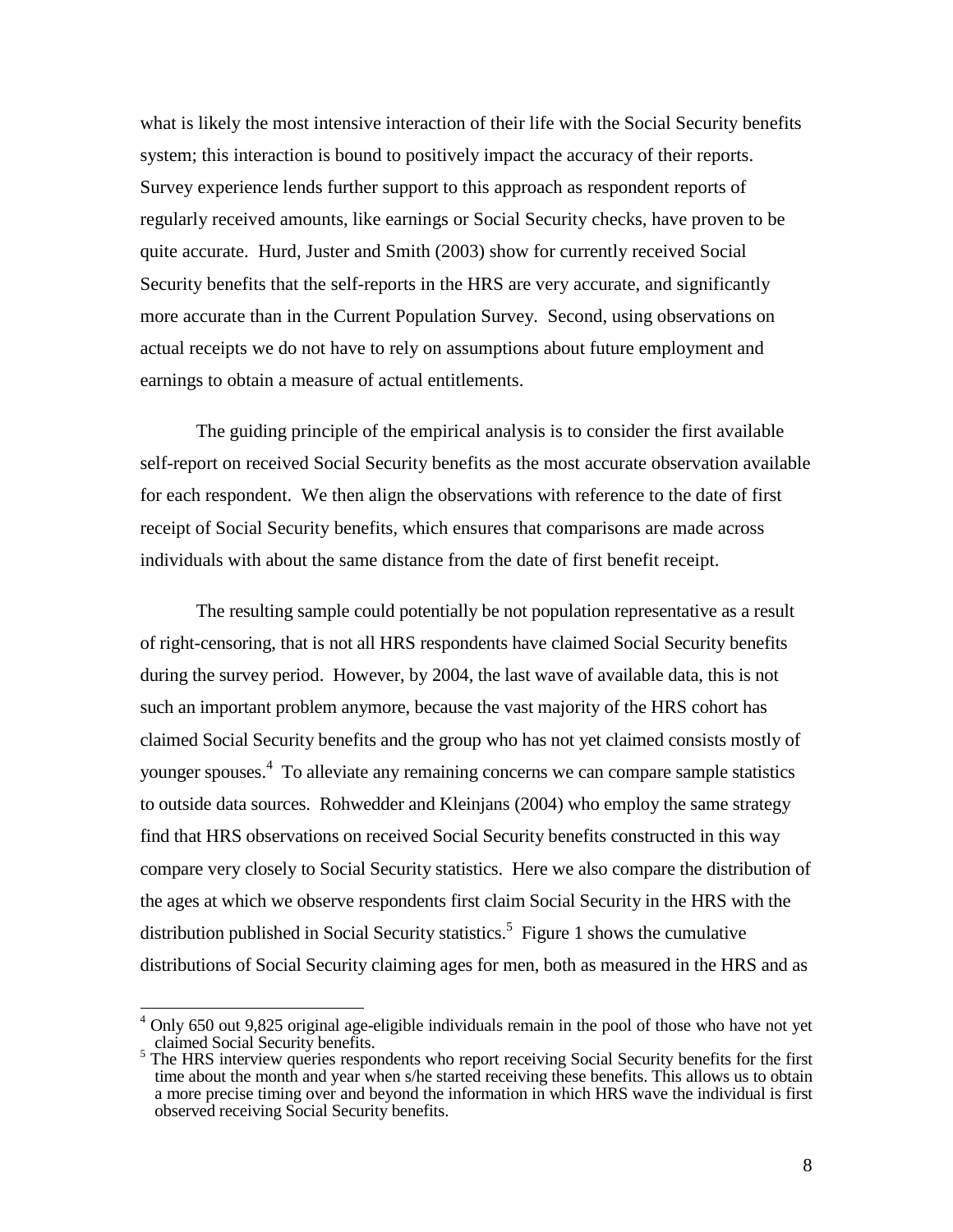what is likely the most intensive interaction of their life with the Social Security benefits system; this interaction is bound to positively impact the accuracy of their reports. Survey experience lends further support to this approach as respondent reports of regularly received amounts, like earnings or Social Security checks, have proven to be quite accurate. Hurd, Juster and Smith (2003) show for currently received Social Security benefits that the self-reports in the HRS are very accurate, and significantly more accurate than in the Current Population Survey. Second, using observations on actual receipts we do not have to rely on assumptions about future employment and earnings to obtain a measure of actual entitlements.

The guiding principle of the empirical analysis is to consider the first available self-report on received Social Security benefits as the most accurate observation available for each respondent. We then align the observations with reference to the date of first receipt of Social Security benefits, which ensures that comparisons are made across individuals with about the same distance from the date of first benefit receipt.

The resulting sample could potentially be not population representative as a result of right-censoring, that is not all HRS respondents have claimed Social Security benefits during the survey period. However, by 2004, the last wave of available data, this is not such an important problem anymore, because the vast majority of the HRS cohort has claimed Social Security benefits and the group who has not yet claimed consists mostly of younger spouses.[4] To alleviate any remaining concerns we can compare sample statistics to outside data sources. Rohwedder and Kleinjans (2004) who employ the same strategy find that HRS observations on received Social Security benefits constructed in this way compare very closely to Social Security statistics. Here we also compare the distribution of the ages at which we observe respondents first claim Social Security in the HRS with the distribution published in Social Security statistics.[5] Figure 1 shows the cumulative distributions of Social Security claiming ages for men, both as measured in the HRS and as

[4] Only 650 out 9,825 original age-eligible individuals remain in the pool of those who have not yet claimed Social Security benefits.

[5] The HRS interview queries respondents who report receiving Social Security benefits for the first time about the month and year when s/he started receiving these benefits. This allows us to obtain a more precise timing over and beyond the information in which HRS wave the individual is first observed receiving Social Security benefits.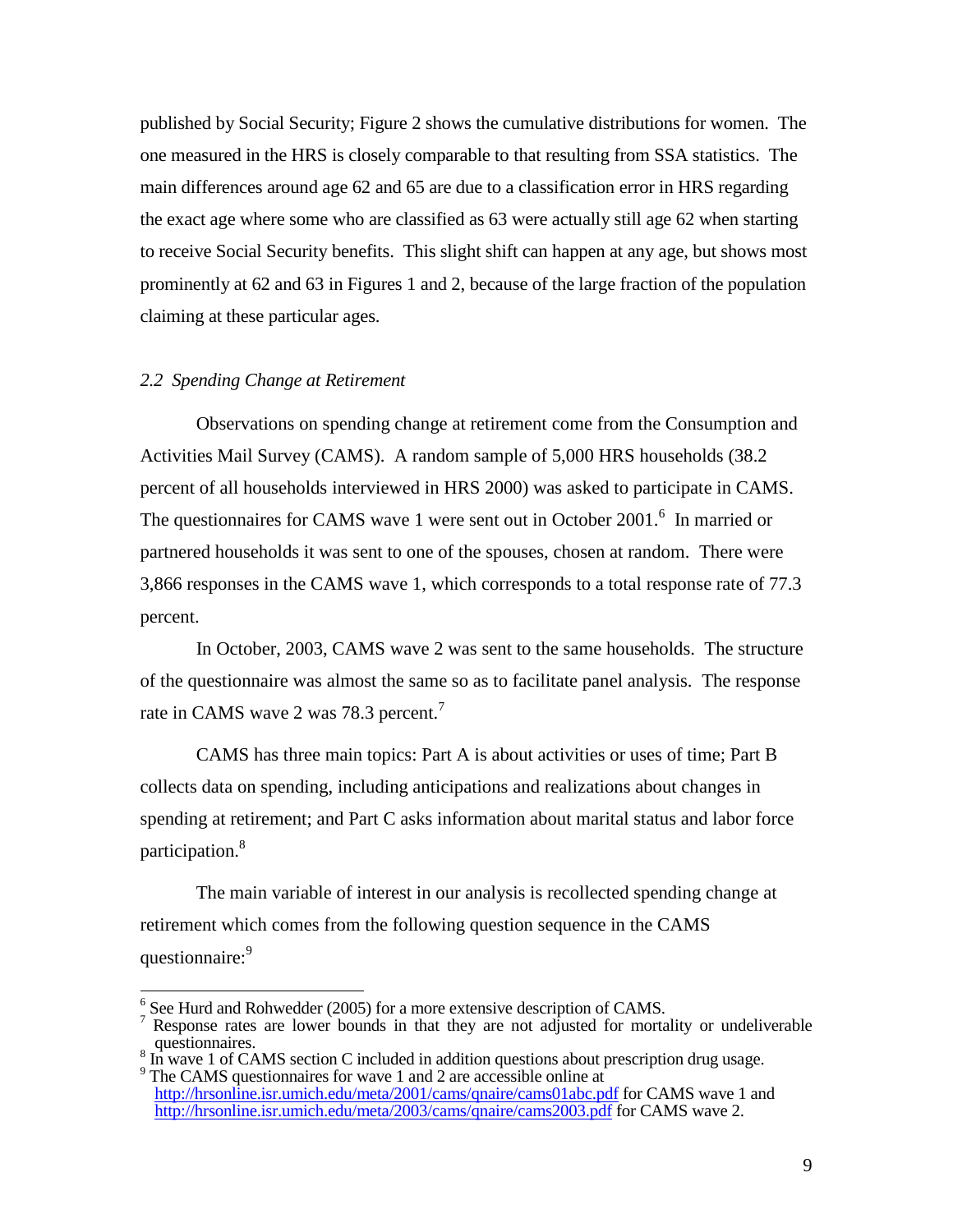published by Social Security; Figure 2 shows the cumulative distributions for women. The one measured in the HRS is closely comparable to that resulting from SSA statistics. The main differences around age 62 and 65 are due to a classification error in HRS regarding the exact age where some who are classified as 63 were actually still age 62 when starting to receive Social Security benefits. This slight shift can happen at any age, but shows most prominently at 62 and 63 in Figures 1 and 2, because of the large fraction of the population claiming at these particular ages.

### *2.2 Spending Change at Retirement*

Observations on spending change at retirement come from the Consumption and Activities Mail Survey (CAMS). A random sample of 5,000 HRS households (38.2 percent of all households interviewed in HRS 2000) was asked to participate in CAMS. The questionnaires for CAMS wave 1 were sent out in October 2001.[6] In married or partnered households it was sent to one of the spouses, chosen at random. There were 3,866 responses in the CAMS wave 1, which corresponds to a total response rate of 77.3 percent.

In October, 2003, CAMS wave 2 was sent to the same households. The structure of the questionnaire was almost the same so as to facilitate panel analysis. The response rate in CAMS wave 2 was 78.3 percent.[7]

CAMS has three main topics: Part A is about activities or uses of time; Part B collects data on spending, including anticipations and realizations about changes in spending at retirement; and Part C asks information about marital status and labor force participation.[8]

The main variable of interest in our analysis is recollected spending change at retirement which comes from the following question sequence in the CAMS questionnaire:[9]

---

[6] See Hurd and Rohwedder (2005) for a more extensive description of CAMS.

[7] Response rates are lower bounds in that they are not adjusted for mortality or undeliverable questionnaires.

[8] In wave 1 of CAMS section C included in addition questions about prescription drug usage.

[9] The CAMS questionnaires for wave 1 and 2 are accessible online at http://hrsonline.isr.umich.edu/meta/2001/cams/qnaire/cams01abc.pdf for CAMS wave 1 and http://hrsonline.isr.umich.edu/meta/2003/cams/qnaire/cams2003.pdf for CAMS wave 2.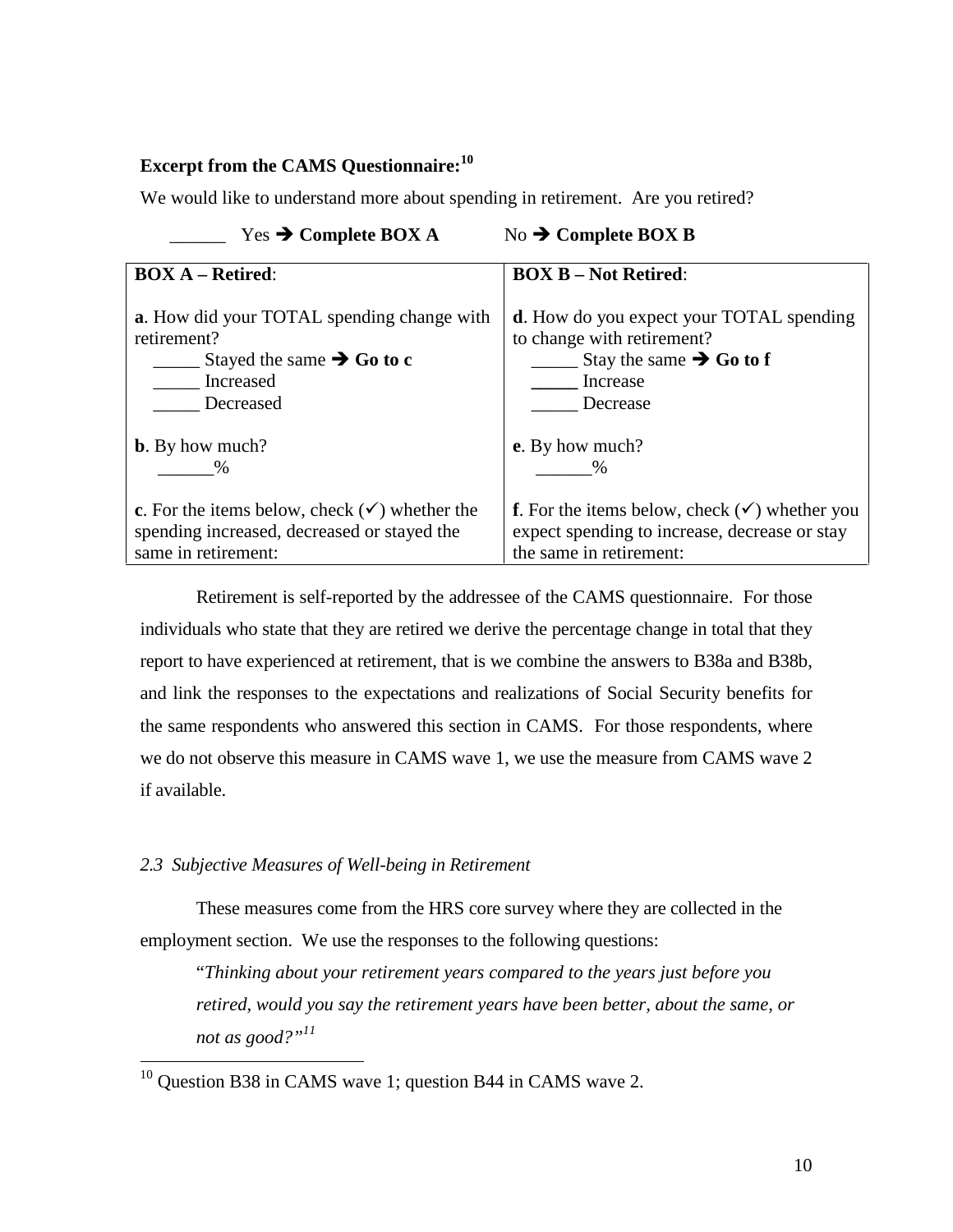**Excerpt from the CAMS Questionnaire:**[10]

We would like to understand more about spending in retirement. Are you retired?

______ Yes ➔ **Complete BOX A** No ➔ **Complete BOX B**

| **BOX A – Retired**: | **BOX B – Not Retired**: |
|---|---|
| **a**. How did your TOTAL spending change with retirement?<br>_____ Stayed the same ➔ **Go to c**<br>_____ Increased<br>_____ Decreased | **d**. How do you expect your TOTAL spending to change with retirement?<br>_____ Stay the same ➔ **Go to f**<br>_____ Increase<br>_____ Decrease |
| **b**. By how much?<br>______% | **e**. By how much?<br>______% |
| **c**. For the items below, check (✓) whether the spending increased, decreased or stayed the same in retirement: | **f**. For the items below, check (✓) whether you expect spending to increase, decrease or stay the same in retirement: |

Retirement is self-reported by the addressee of the CAMS questionnaire. For those individuals who state that they are retired we derive the percentage change in total that they report to have experienced at retirement, that is we combine the answers to B38a and B38b, and link the responses to the expectations and realizations of Social Security benefits for the same respondents who answered this section in CAMS. For those respondents, where we do not observe this measure in CAMS wave 1, we use the measure from CAMS wave 2 if available.

### *2.3 Subjective Measures of Well-being in Retirement*

These measures come from the HRS core survey where they are collected in the employment section. We use the responses to the following questions:

"*Thinking about your retirement years compared to the years just before you retired, would you say the retirement years have been better, about the same, or not as good?"*[11]

[10] Question B38 in CAMS wave 1; question B44 in CAMS wave 2.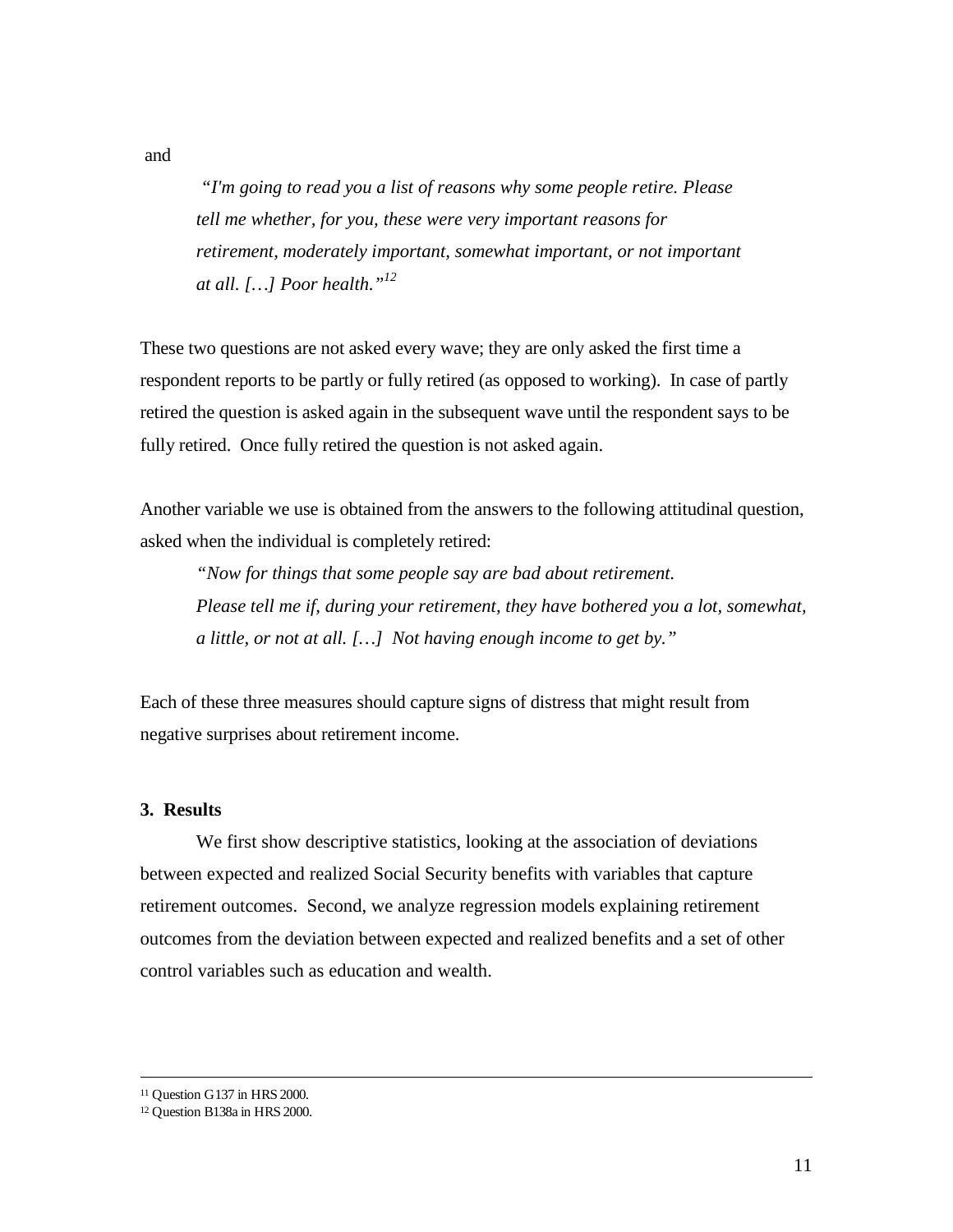and

> *"I'm going to read you a list of reasons why some people retire. Please tell me whether, for you, these were very important reasons for retirement, moderately important, somewhat important, or not important at all. […] Poor health."*[12]

These two questions are not asked every wave; they are only asked the first time a respondent reports to be partly or fully retired (as opposed to working). In case of partly retired the question is asked again in the subsequent wave until the respondent says to be fully retired. Once fully retired the question is not asked again.

Another variable we use is obtained from the answers to the following attitudinal question, asked when the individual is completely retired:

> *"Now for things that some people say are bad about retirement. Please tell me if, during your retirement, they have bothered you a lot, somewhat, a little, or not at all. […] Not having enough income to get by."*

Each of these three measures should capture signs of distress that might result from negative surprises about retirement income.

## 3. Results

We first show descriptive statistics, looking at the association of deviations between expected and realized Social Security benefits with variables that capture retirement outcomes. Second, we analyze regression models explaining retirement outcomes from the deviation between expected and realized benefits and a set of other control variables such as education and wealth.

---

[11] Question G137 in HRS 2000.

[12] Question B138a in HRS 2000.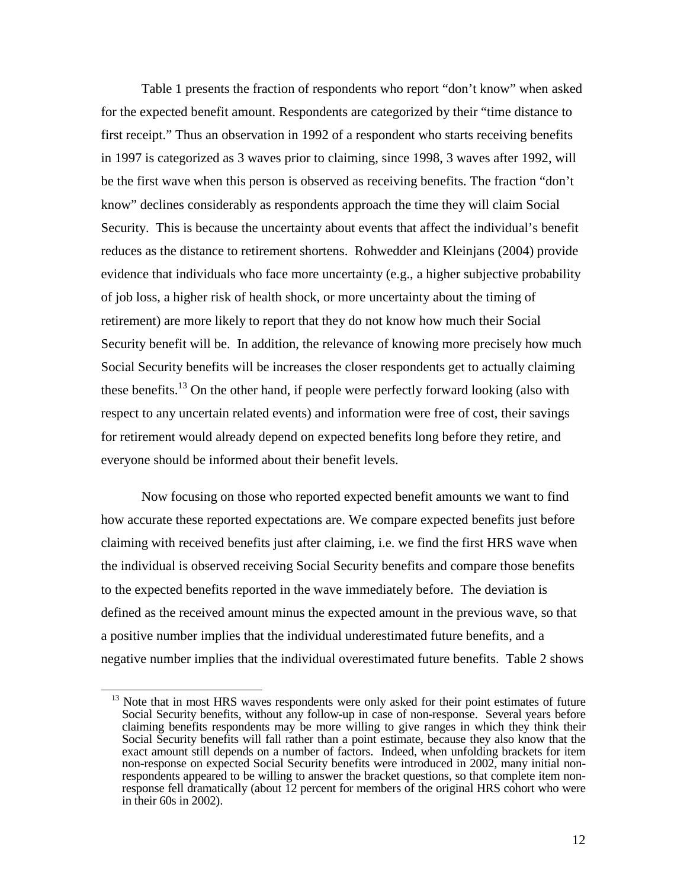Table 1 presents the fraction of respondents who report "don't know" when asked for the expected benefit amount. Respondents are categorized by their "time distance to first receipt." Thus an observation in 1992 of a respondent who starts receiving benefits in 1997 is categorized as 3 waves prior to claiming, since 1998, 3 waves after 1992, will be the first wave when this person is observed as receiving benefits. The fraction "don't know" declines considerably as respondents approach the time they will claim Social Security. This is because the uncertainty about events that affect the individual's benefit reduces as the distance to retirement shortens. Rohwedder and Kleinjans (2004) provide evidence that individuals who face more uncertainty (e.g., a higher subjective probability of job loss, a higher risk of health shock, or more uncertainty about the timing of retirement) are more likely to report that they do not know how much their Social Security benefit will be. In addition, the relevance of knowing more precisely how much Social Security benefits will be increases the closer respondents get to actually claiming these benefits.[13] On the other hand, if people were perfectly forward looking (also with respect to any uncertain related events) and information were free of cost, their savings for retirement would already depend on expected benefits long before they retire, and everyone should be informed about their benefit levels.

Now focusing on those who reported expected benefit amounts we want to find how accurate these reported expectations are. We compare expected benefits just before claiming with received benefits just after claiming, i.e. we find the first HRS wave when the individual is observed receiving Social Security benefits and compare those benefits to the expected benefits reported in the wave immediately before. The deviation is defined as the received amount minus the expected amount in the previous wave, so that a positive number implies that the individual underestimated future benefits, and a negative number implies that the individual overestimated future benefits. Table 2 shows

[13] Note that in most HRS waves respondents were only asked for their point estimates of future Social Security benefits, without any follow-up in case of non-response. Several years before claiming benefits respondents may be more willing to give ranges in which they think their Social Security benefits will fall rather than a point estimate, because they also know that the exact amount still depends on a number of factors. Indeed, when unfolding brackets for item non-response on expected Social Security benefits were introduced in 2002, many initial non-respondents appeared to be willing to answer the bracket questions, so that complete item non-response fell dramatically (about 12 percent for members of the original HRS cohort who were in their 60s in 2002).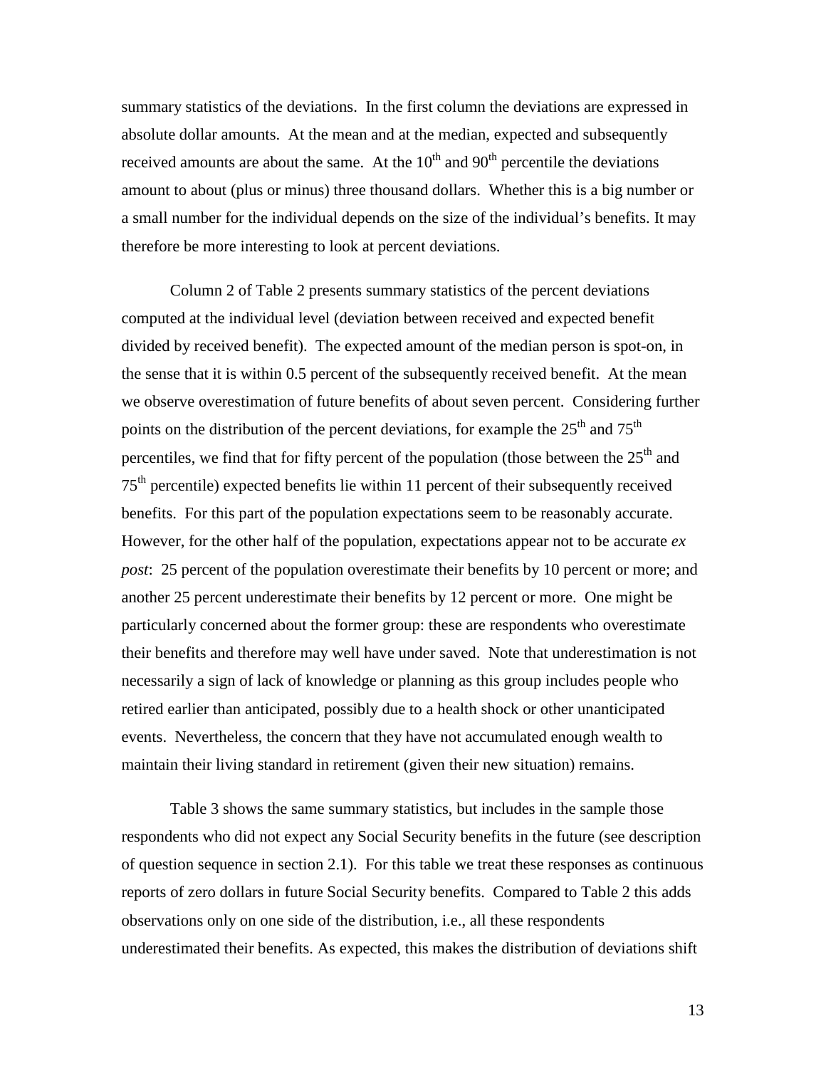summary statistics of the deviations. In the first column the deviations are expressed in absolute dollar amounts. At the mean and at the median, expected and subsequently received amounts are about the same. At the 10th and 90th percentile the deviations amount to about (plus or minus) three thousand dollars. Whether this is a big number or a small number for the individual depends on the size of the individual's benefits. It may therefore be more interesting to look at percent deviations.

Column 2 of Table 2 presents summary statistics of the percent deviations computed at the individual level (deviation between received and expected benefit divided by received benefit). The expected amount of the median person is spot-on, in the sense that it is within 0.5 percent of the subsequently received benefit. At the mean we observe overestimation of future benefits of about seven percent. Considering further points on the distribution of the percent deviations, for example the 25th and 75th percentiles, we find that for fifty percent of the population (those between the 25th and 75th percentile) expected benefits lie within 11 percent of their subsequently received benefits. For this part of the population expectations seem to be reasonably accurate. However, for the other half of the population, expectations appear not to be accurate *ex post*: 25 percent of the population overestimate their benefits by 10 percent or more; and another 25 percent underestimate their benefits by 12 percent or more. One might be particularly concerned about the former group: these are respondents who overestimate their benefits and therefore may well have under saved. Note that underestimation is not necessarily a sign of lack of knowledge or planning as this group includes people who retired earlier than anticipated, possibly due to a health shock or other unanticipated events. Nevertheless, the concern that they have not accumulated enough wealth to maintain their living standard in retirement (given their new situation) remains.

Table 3 shows the same summary statistics, but includes in the sample those respondents who did not expect any Social Security benefits in the future (see description of question sequence in section 2.1). For this table we treat these responses as continuous reports of zero dollars in future Social Security benefits. Compared to Table 2 this adds observations only on one side of the distribution, i.e., all these respondents underestimated their benefits. As expected, this makes the distribution of deviations shift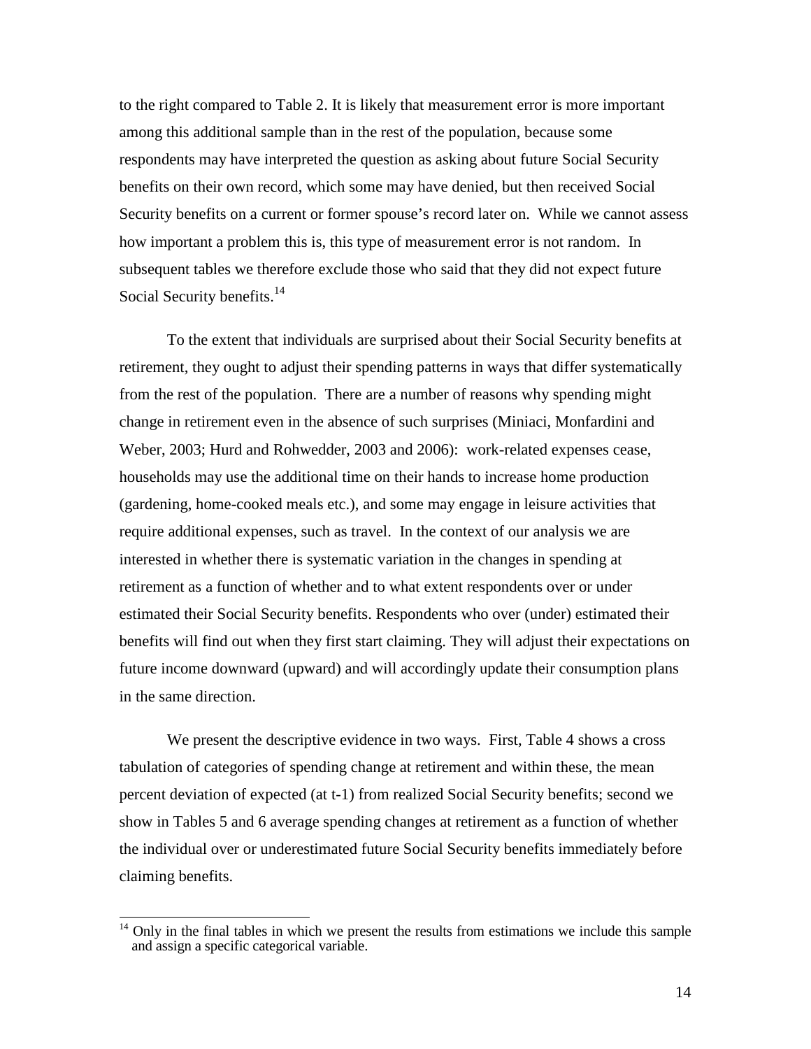to the right compared to Table 2. It is likely that measurement error is more important among this additional sample than in the rest of the population, because some respondents may have interpreted the question as asking about future Social Security benefits on their own record, which some may have denied, but then received Social Security benefits on a current or former spouse's record later on. While we cannot assess how important a problem this is, this type of measurement error is not random. In subsequent tables we therefore exclude those who said that they did not expect future Social Security benefits.[14]

To the extent that individuals are surprised about their Social Security benefits at retirement, they ought to adjust their spending patterns in ways that differ systematically from the rest of the population. There are a number of reasons why spending might change in retirement even in the absence of such surprises (Miniaci, Monfardini and Weber, 2003; Hurd and Rohwedder, 2003 and 2006): work-related expenses cease, households may use the additional time on their hands to increase home production (gardening, home-cooked meals etc.), and some may engage in leisure activities that require additional expenses, such as travel. In the context of our analysis we are interested in whether there is systematic variation in the changes in spending at retirement as a function of whether and to what extent respondents over or under estimated their Social Security benefits. Respondents who over (under) estimated their benefits will find out when they first start claiming. They will adjust their expectations on future income downward (upward) and will accordingly update their consumption plans in the same direction.

We present the descriptive evidence in two ways. First, Table 4 shows a cross tabulation of categories of spending change at retirement and within these, the mean percent deviation of expected (at t-1) from realized Social Security benefits; second we show in Tables 5 and 6 average spending changes at retirement as a function of whether the individual over or underestimated future Social Security benefits immediately before claiming benefits.

[14] Only in the final tables in which we present the results from estimations we include this sample and assign a specific categorical variable.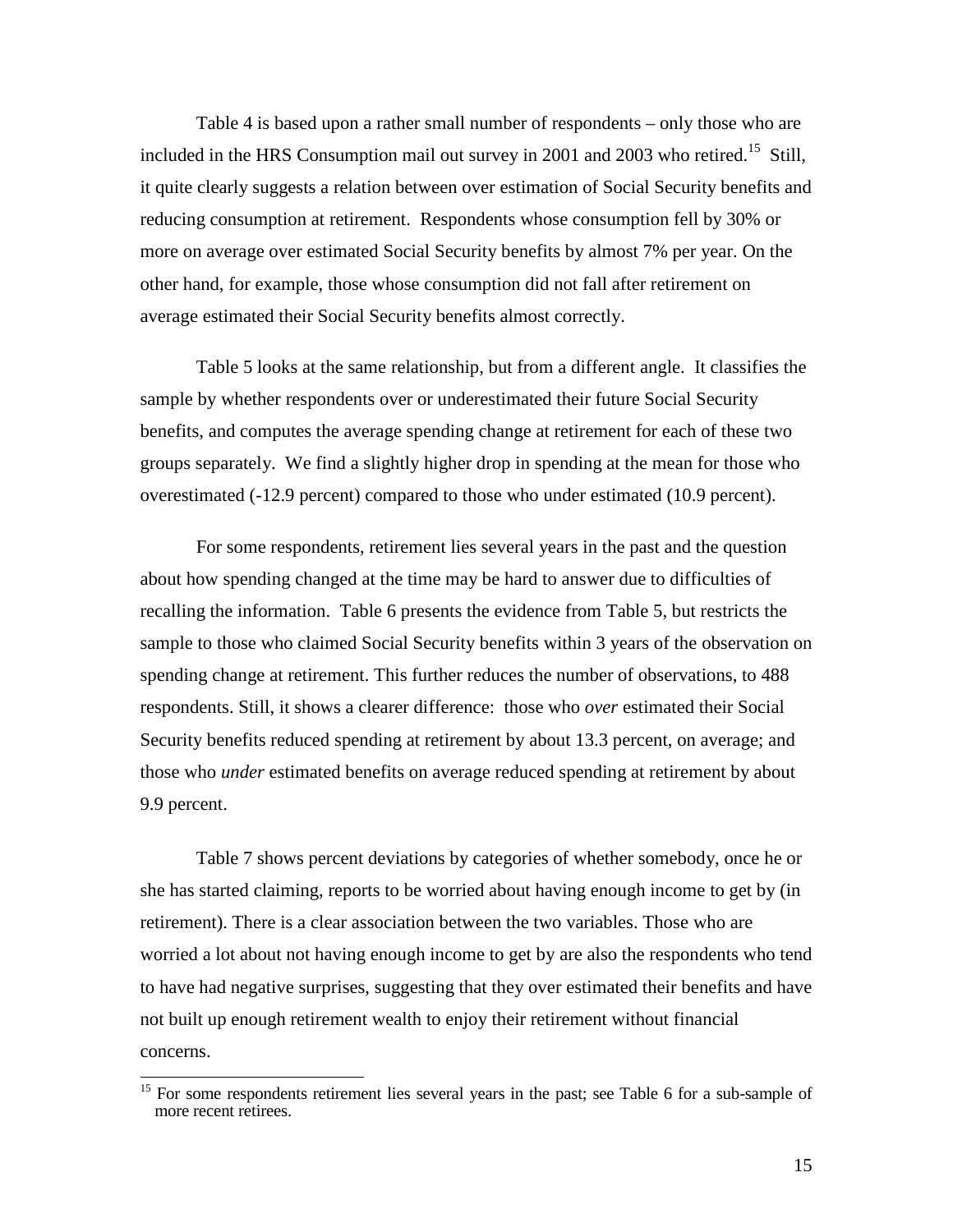Table 4 is based upon a rather small number of respondents – only those who are included in the HRS Consumption mail out survey in 2001 and 2003 who retired.[15] Still, it quite clearly suggests a relation between over estimation of Social Security benefits and reducing consumption at retirement. Respondents whose consumption fell by 30% or more on average over estimated Social Security benefits by almost 7% per year. On the other hand, for example, those whose consumption did not fall after retirement on average estimated their Social Security benefits almost correctly.

Table 5 looks at the same relationship, but from a different angle. It classifies the sample by whether respondents over or underestimated their future Social Security benefits, and computes the average spending change at retirement for each of these two groups separately. We find a slightly higher drop in spending at the mean for those who overestimated (-12.9 percent) compared to those who under estimated (10.9 percent).

For some respondents, retirement lies several years in the past and the question about how spending changed at the time may be hard to answer due to difficulties of recalling the information. Table 6 presents the evidence from Table 5, but restricts the sample to those who claimed Social Security benefits within 3 years of the observation on spending change at retirement. This further reduces the number of observations, to 488 respondents. Still, it shows a clearer difference: those who *over* estimated their Social Security benefits reduced spending at retirement by about 13.3 percent, on average; and those who *under* estimated benefits on average reduced spending at retirement by about 9.9 percent.

Table 7 shows percent deviations by categories of whether somebody, once he or she has started claiming, reports to be worried about having enough income to get by (in retirement). There is a clear association between the two variables. Those who are worried a lot about not having enough income to get by are also the respondents who tend to have had negative surprises, suggesting that they over estimated their benefits and have not built up enough retirement wealth to enjoy their retirement without financial concerns.

[15] For some respondents retirement lies several years in the past; see Table 6 for a sub-sample of more recent retirees.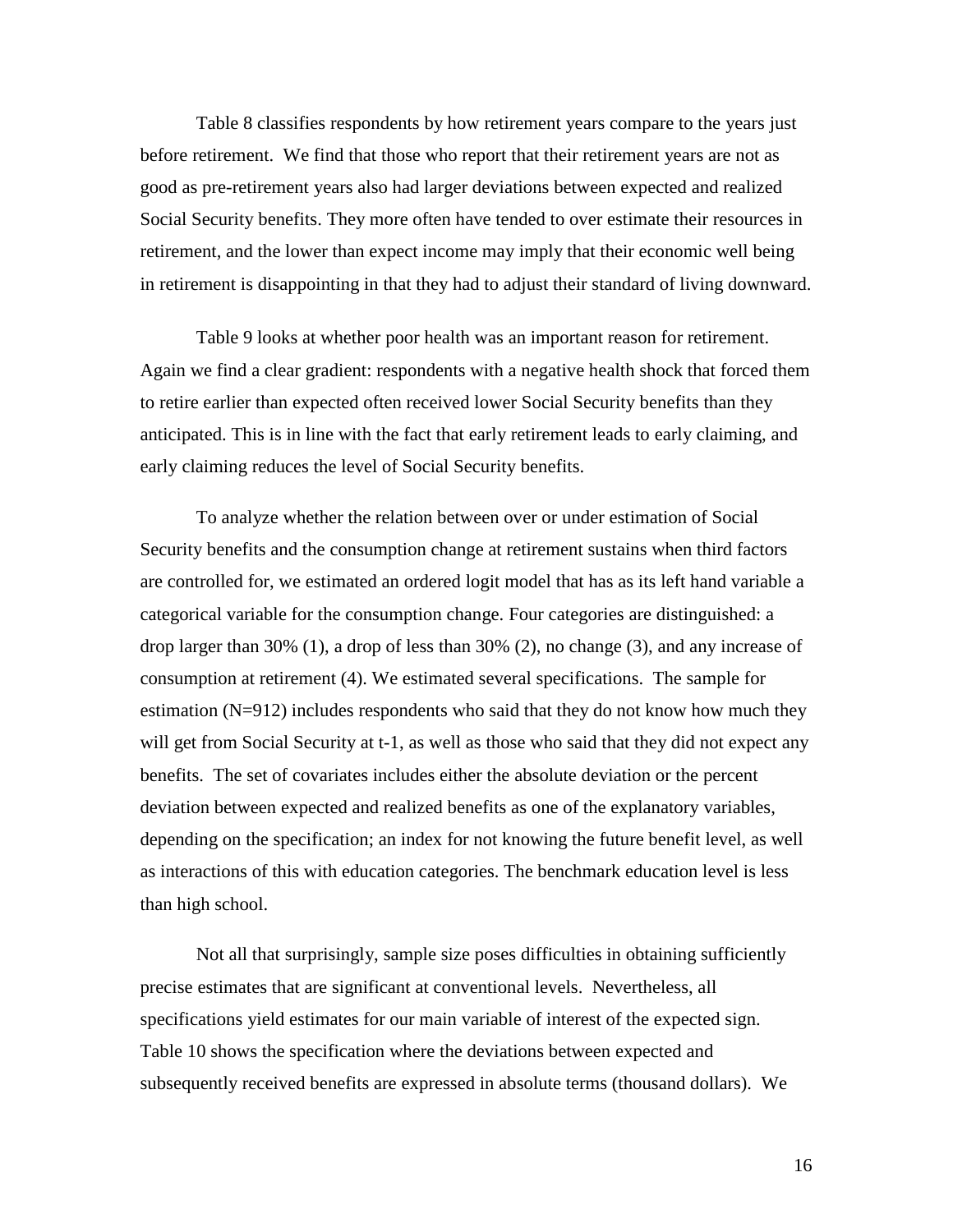Table 8 classifies respondents by how retirement years compare to the years just before retirement. We find that those who report that their retirement years are not as good as pre-retirement years also had larger deviations between expected and realized Social Security benefits. They more often have tended to over estimate their resources in retirement, and the lower than expect income may imply that their economic well being in retirement is disappointing in that they had to adjust their standard of living downward.

Table 9 looks at whether poor health was an important reason for retirement. Again we find a clear gradient: respondents with a negative health shock that forced them to retire earlier than expected often received lower Social Security benefits than they anticipated. This is in line with the fact that early retirement leads to early claiming, and early claiming reduces the level of Social Security benefits.

To analyze whether the relation between over or under estimation of Social Security benefits and the consumption change at retirement sustains when third factors are controlled for, we estimated an ordered logit model that has as its left hand variable a categorical variable for the consumption change. Four categories are distinguished: a drop larger than 30% (1), a drop of less than 30% (2), no change (3), and any increase of consumption at retirement (4). We estimated several specifications. The sample for estimation (N=912) includes respondents who said that they do not know how much they will get from Social Security at t-1, as well as those who said that they did not expect any benefits. The set of covariates includes either the absolute deviation or the percent deviation between expected and realized benefits as one of the explanatory variables, depending on the specification; an index for not knowing the future benefit level, as well as interactions of this with education categories. The benchmark education level is less than high school.

Not all that surprisingly, sample size poses difficulties in obtaining sufficiently precise estimates that are significant at conventional levels. Nevertheless, all specifications yield estimates for our main variable of interest of the expected sign. Table 10 shows the specification where the deviations between expected and subsequently received benefits are expressed in absolute terms (thousand dollars). We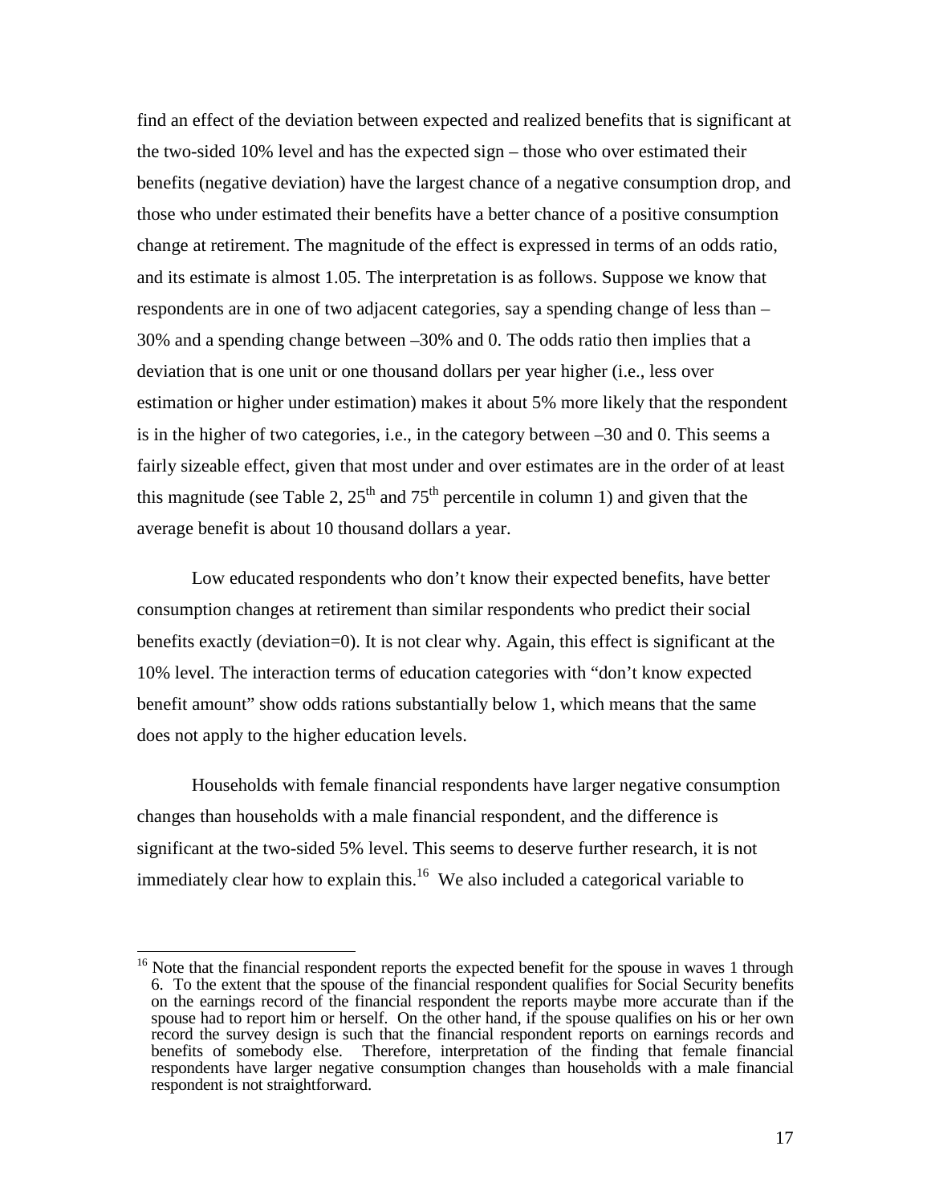find an effect of the deviation between expected and realized benefits that is significant at the two-sided 10% level and has the expected sign – those who over estimated their benefits (negative deviation) have the largest chance of a negative consumption drop, and those who under estimated their benefits have a better chance of a positive consumption change at retirement. The magnitude of the effect is expressed in terms of an odds ratio, and its estimate is almost 1.05. The interpretation is as follows. Suppose we know that respondents are in one of two adjacent categories, say a spending change of less than –30% and a spending change between –30% and 0. The odds ratio then implies that a deviation that is one unit or one thousand dollars per year higher (i.e., less over estimation or higher under estimation) makes it about 5% more likely that the respondent is in the higher of two categories, i.e., in the category between –30 and 0. This seems a fairly sizeable effect, given that most under and over estimates are in the order of at least this magnitude (see Table 2, 25th and 75th percentile in column 1) and given that the average benefit is about 10 thousand dollars a year.

Low educated respondents who don't know their expected benefits, have better consumption changes at retirement than similar respondents who predict their social benefits exactly (deviation=0). It is not clear why. Again, this effect is significant at the 10% level. The interaction terms of education categories with "don't know expected benefit amount" show odds rations substantially below 1, which means that the same does not apply to the higher education levels.

Households with female financial respondents have larger negative consumption changes than households with a male financial respondent, and the difference is significant at the two-sided 5% level. This seems to deserve further research, it is not immediately clear how to explain this.[16] We also included a categorical variable to

[16] Note that the financial respondent reports the expected benefit for the spouse in waves 1 through 6. To the extent that the spouse of the financial respondent qualifies for Social Security benefits on the earnings record of the financial respondent the reports maybe more accurate than if the spouse had to report him or herself. On the other hand, if the spouse qualifies on his or her own record the survey design is such that the financial respondent reports on earnings records and benefits of somebody else. Therefore, interpretation of the finding that female financial respondents have larger negative consumption changes than households with a male financial respondent is not straightforward.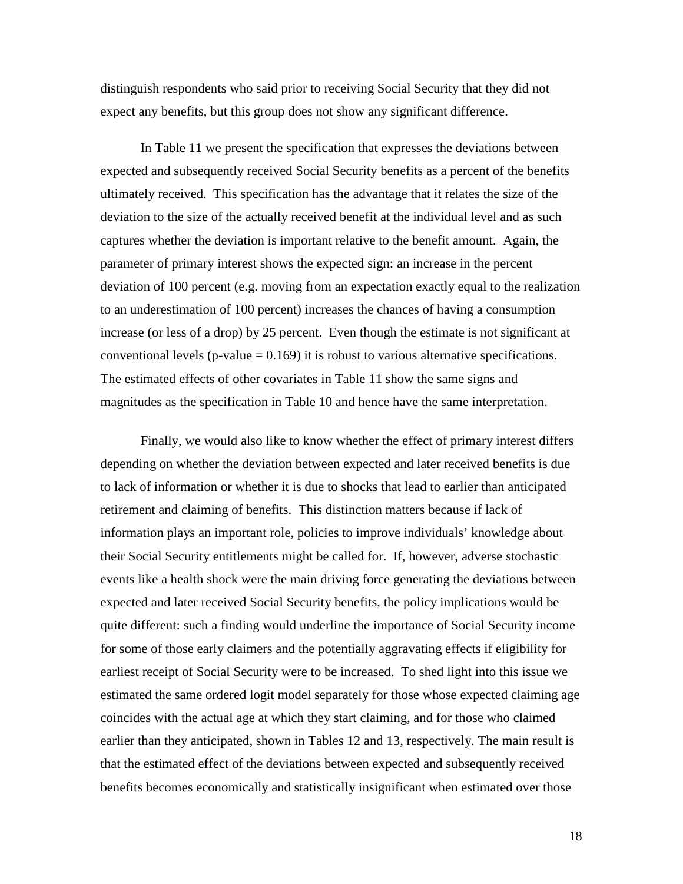distinguish respondents who said prior to receiving Social Security that they did not expect any benefits, but this group does not show any significant difference.

In Table 11 we present the specification that expresses the deviations between expected and subsequently received Social Security benefits as a percent of the benefits ultimately received. This specification has the advantage that it relates the size of the deviation to the size of the actually received benefit at the individual level and as such captures whether the deviation is important relative to the benefit amount. Again, the parameter of primary interest shows the expected sign: an increase in the percent deviation of 100 percent (e.g. moving from an expectation exactly equal to the realization to an underestimation of 100 percent) increases the chances of having a consumption increase (or less of a drop) by 25 percent. Even though the estimate is not significant at conventional levels (p-value = 0.169) it is robust to various alternative specifications. The estimated effects of other covariates in Table 11 show the same signs and magnitudes as the specification in Table 10 and hence have the same interpretation.

Finally, we would also like to know whether the effect of primary interest differs depending on whether the deviation between expected and later received benefits is due to lack of information or whether it is due to shocks that lead to earlier than anticipated retirement and claiming of benefits. This distinction matters because if lack of information plays an important role, policies to improve individuals' knowledge about their Social Security entitlements might be called for. If, however, adverse stochastic events like a health shock were the main driving force generating the deviations between expected and later received Social Security benefits, the policy implications would be quite different: such a finding would underline the importance of Social Security income for some of those early claimers and the potentially aggravating effects if eligibility for earliest receipt of Social Security were to be increased. To shed light into this issue we estimated the same ordered logit model separately for those whose expected claiming age coincides with the actual age at which they start claiming, and for those who claimed earlier than they anticipated, shown in Tables 12 and 13, respectively. The main result is that the estimated effect of the deviations between expected and subsequently received benefits becomes economically and statistically insignificant when estimated over those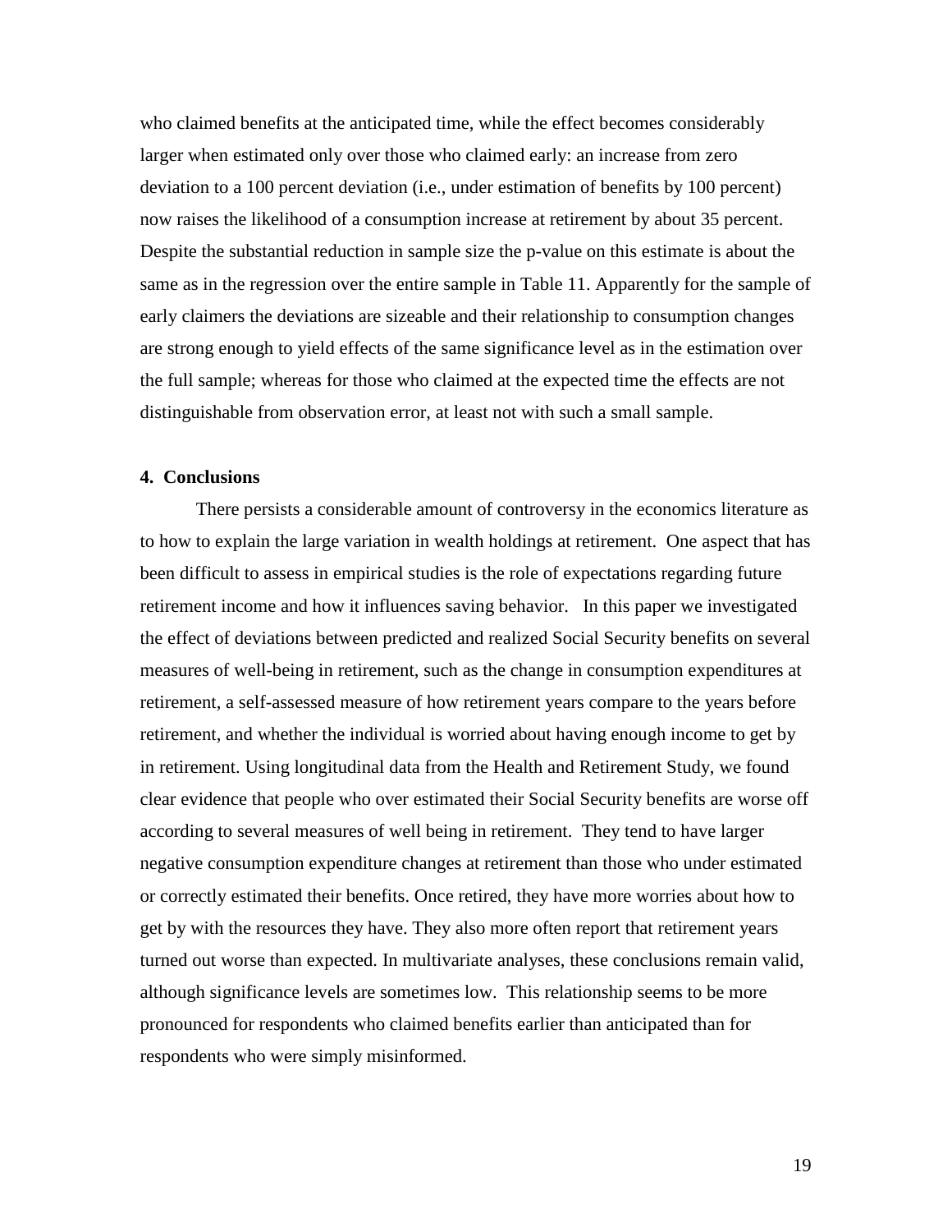who claimed benefits at the anticipated time, while the effect becomes considerably larger when estimated only over those who claimed early: an increase from zero deviation to a 100 percent deviation (i.e., under estimation of benefits by 100 percent) now raises the likelihood of a consumption increase at retirement by about 35 percent. Despite the substantial reduction in sample size the p-value on this estimate is about the same as in the regression over the entire sample in Table 11. Apparently for the sample of early claimers the deviations are sizeable and their relationship to consumption changes are strong enough to yield effects of the same significance level as in the estimation over the full sample; whereas for those who claimed at the expected time the effects are not distinguishable from observation error, at least not with such a small sample.

## 4. Conclusions

There persists a considerable amount of controversy in the economics literature as to how to explain the large variation in wealth holdings at retirement. One aspect that has been difficult to assess in empirical studies is the role of expectations regarding future retirement income and how it influences saving behavior. In this paper we investigated the effect of deviations between predicted and realized Social Security benefits on several measures of well-being in retirement, such as the change in consumption expenditures at retirement, a self-assessed measure of how retirement years compare to the years before retirement, and whether the individual is worried about having enough income to get by in retirement. Using longitudinal data from the Health and Retirement Study, we found clear evidence that people who over estimated their Social Security benefits are worse off according to several measures of well being in retirement. They tend to have larger negative consumption expenditure changes at retirement than those who under estimated or correctly estimated their benefits. Once retired, they have more worries about how to get by with the resources they have. They also more often report that retirement years turned out worse than expected. In multivariate analyses, these conclusions remain valid, although significance levels are sometimes low. This relationship seems to be more pronounced for respondents who claimed benefits earlier than anticipated than for respondents who were simply misinformed.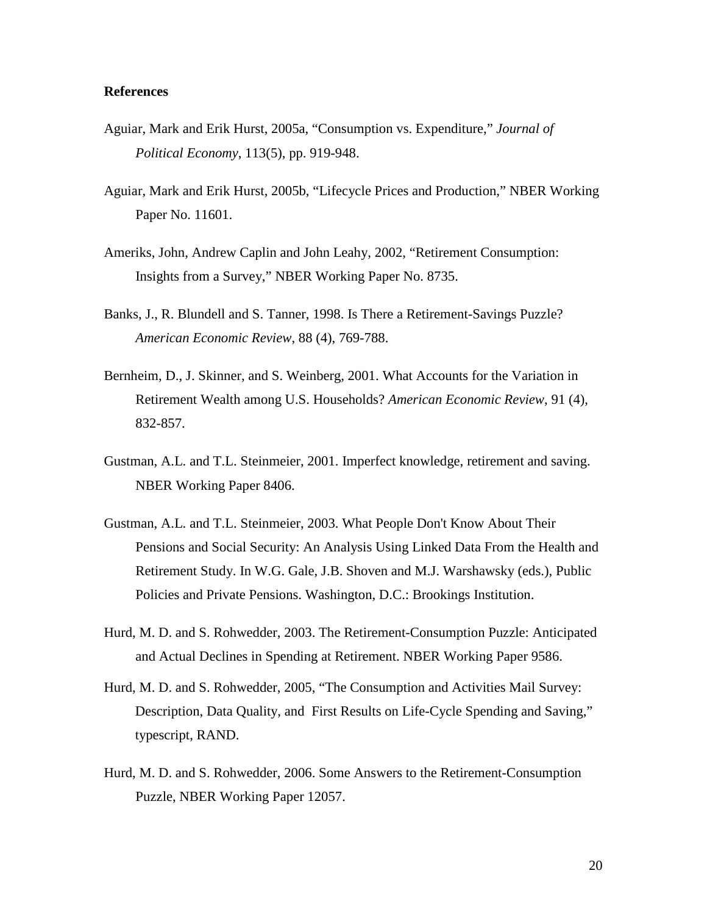**References**

Aguiar, Mark and Erik Hurst, 2005a, "Consumption vs. Expenditure," *Journal of Political Economy*, 113(5), pp. 919-948.

Aguiar, Mark and Erik Hurst, 2005b, "Lifecycle Prices and Production," NBER Working Paper No. 11601.

Ameriks, John, Andrew Caplin and John Leahy, 2002, "Retirement Consumption: Insights from a Survey," NBER Working Paper No. 8735.

Banks, J., R. Blundell and S. Tanner, 1998. Is There a Retirement-Savings Puzzle? *American Economic Review*, 88 (4), 769-788.

Bernheim, D., J. Skinner, and S. Weinberg, 2001. What Accounts for the Variation in Retirement Wealth among U.S. Households? *American Economic Review*, 91 (4), 832-857.

Gustman, A.L. and T.L. Steinmeier, 2001. Imperfect knowledge, retirement and saving. NBER Working Paper 8406.

Gustman, A.L. and T.L. Steinmeier, 2003. What People Don't Know About Their Pensions and Social Security: An Analysis Using Linked Data From the Health and Retirement Study. In W.G. Gale, J.B. Shoven and M.J. Warshawsky (eds.), Public Policies and Private Pensions. Washington, D.C.: Brookings Institution.

Hurd, M. D. and S. Rohwedder, 2003. The Retirement-Consumption Puzzle: Anticipated and Actual Declines in Spending at Retirement. NBER Working Paper 9586.

Hurd, M. D. and S. Rohwedder, 2005, "The Consumption and Activities Mail Survey: Description, Data Quality, and First Results on Life-Cycle Spending and Saving," typescript, RAND.

Hurd, M. D. and S. Rohwedder, 2006. Some Answers to the Retirement-Consumption Puzzle, NBER Working Paper 12057.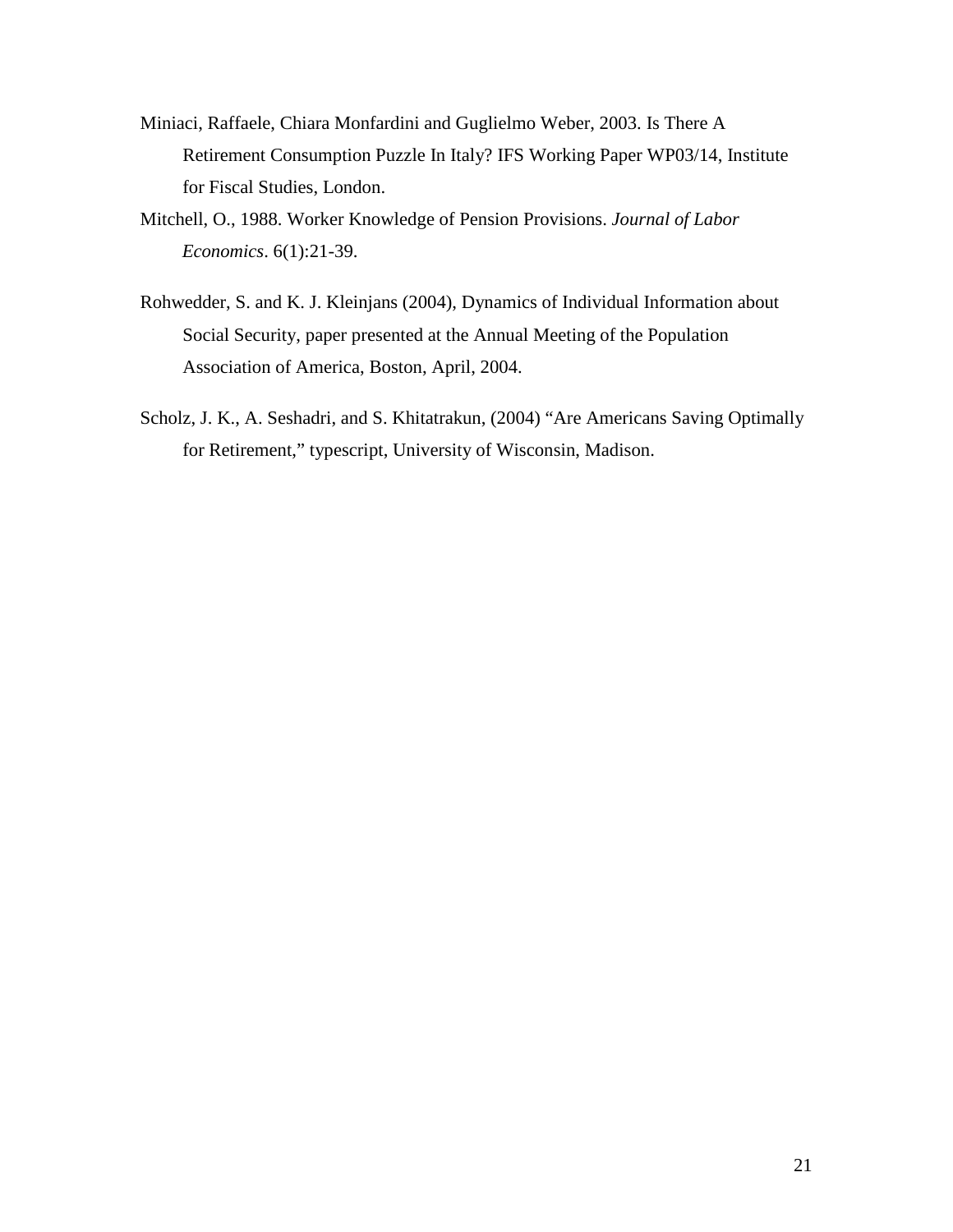Miniaci, Raffaele, Chiara Monfardini and Guglielmo Weber, 2003. Is There A Retirement Consumption Puzzle In Italy? IFS Working Paper WP03/14, Institute for Fiscal Studies, London.

Mitchell, O., 1988. Worker Knowledge of Pension Provisions. *Journal of Labor Economics*. 6(1):21-39.

Rohwedder, S. and K. J. Kleinjans (2004), Dynamics of Individual Information about Social Security, paper presented at the Annual Meeting of the Population Association of America, Boston, April, 2004.

Scholz, J. K., A. Seshadri, and S. Khitatrakun, (2004) "Are Americans Saving Optimally for Retirement," typescript, University of Wisconsin, Madison.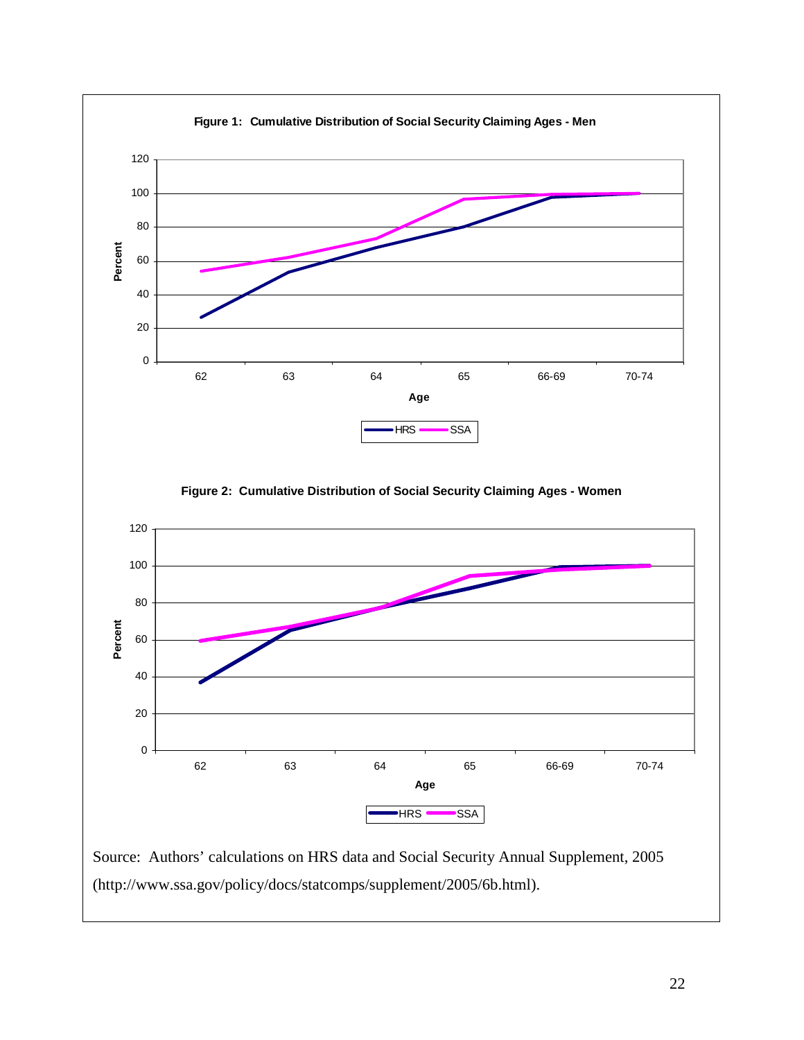**Figure 1: Cumulative Distribution of Social Security Claiming Ages - Men**

**Figure 2: Cumulative Distribution of Social Security Claiming Ages - Women**

Source: Authors' calculations on HRS data and Social Security Annual Supplement, 2005 (http://www.ssa.gov/policy/docs/statcomps/supplement/2005/6b.html).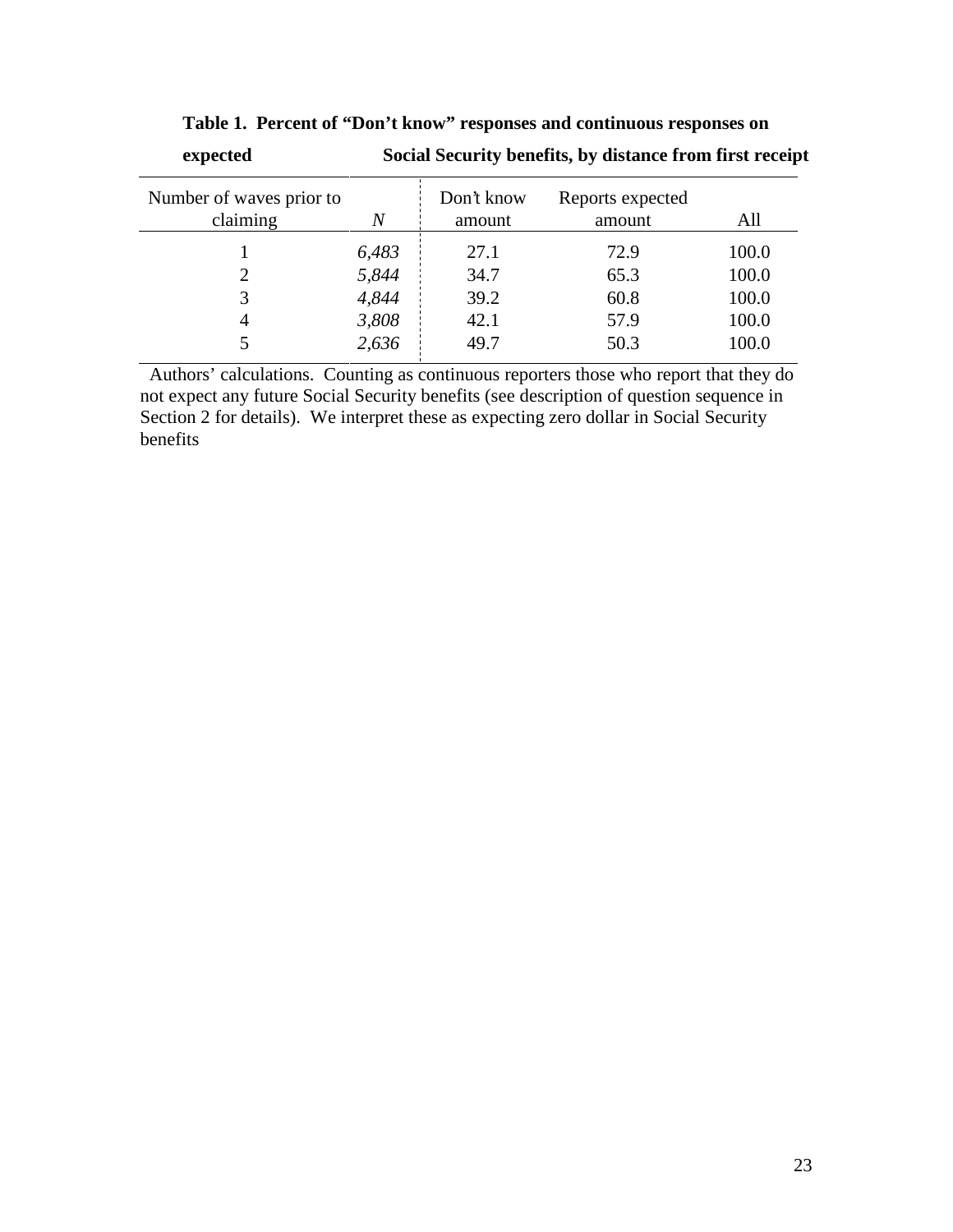**Table 1. Percent of "Don't know" responses and continuous responses on expected Social Security benefits, by distance from first receipt**

| Number of waves prior to claiming | *N* | Don't know amount | Reports expected amount | All |
|---|---|---|---|---|
| 1 | *6,483* | 27.1 | 72.9 | 100.0 |
| 2 | *5,844* | 34.7 | 65.3 | 100.0 |
| 3 | *4,844* | 39.2 | 60.8 | 100.0 |
| 4 | *3,808* | 42.1 | 57.9 | 100.0 |
| 5 | *2,636* | 49.7 | 50.3 | 100.0 |

Authors' calculations. Counting as continuous reporters those who report that they do not expect any future Social Security benefits (see description of question sequence in Section 2 for details). We interpret these as expecting zero dollar in Social Security benefits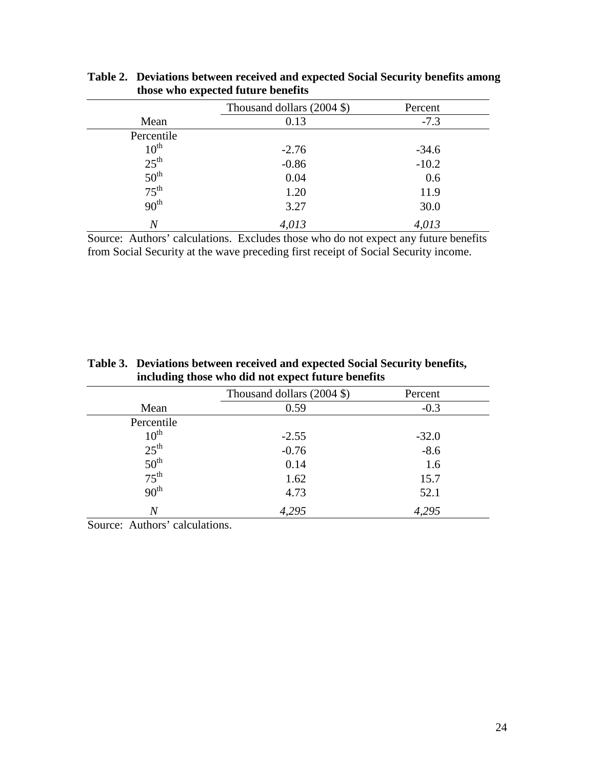**Table 2. Deviations between received and expected Social Security benefits among those who expected future benefits**

| | Thousand dollars (2004 $) | Percent |
|---|---|---|
| Mean | 0.13 | -7.3 |
| Percentile | | |
| 10th | -2.76 | -34.6 |
| 25th | -0.86 | -10.2 |
| 50th | 0.04 | 0.6 |
| 75th | 1.20 | 11.9 |
| 90th | 3.27 | 30.0 |
| *N* | *4,013* | *4,013* |

Source: Authors' calculations. Excludes those who do not expect any future benefits from Social Security at the wave preceding first receipt of Social Security income.

**Table 3. Deviations between received and expected Social Security benefits, including those who did not expect future benefits**

| | Thousand dollars (2004 $) | Percent |
|---|---|---|
| Mean | 0.59 | -0.3 |
| Percentile | | |
| 10th | -2.55 | -32.0 |
| 25th | -0.76 | -8.6 |
| 50th | 0.14 | 1.6 |
| 75th | 1.62 | 15.7 |
| 90th | 4.73 | 52.1 |
| *N* | *4,295* | *4,295* |

Source: Authors' calculations.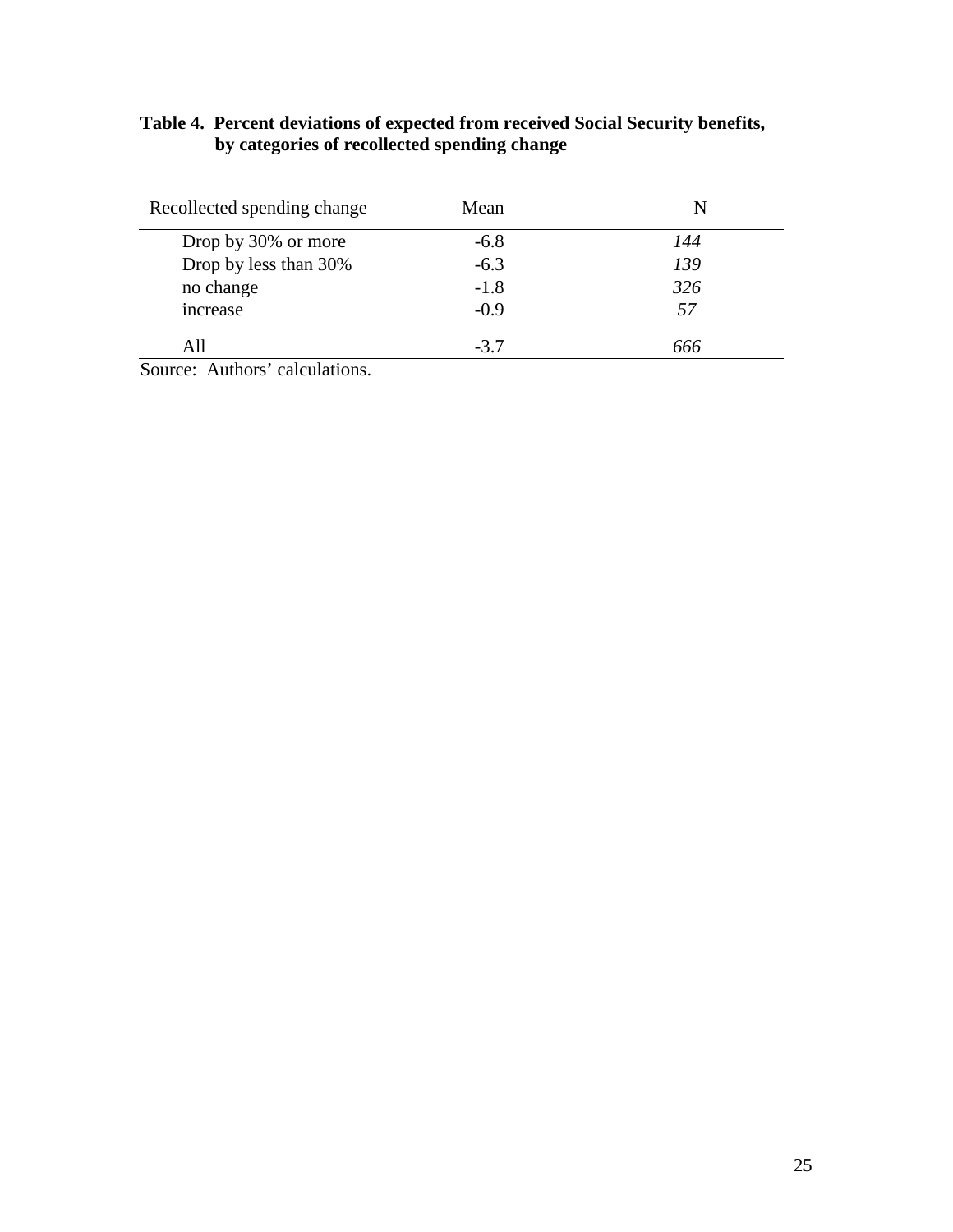**Table 4. Percent deviations of expected from received Social Security benefits, by categories of recollected spending change**

| Recollected spending change | Mean | N |
|---|---|---|
| Drop by 30% or more | -6.8 | *144* |
| Drop by less than 30% | -6.3 | *139* |
| no change | -1.8 | *326* |
| increase | -0.9 | *57* |
| All | -3.7 | *666* |

Source: Authors' calculations.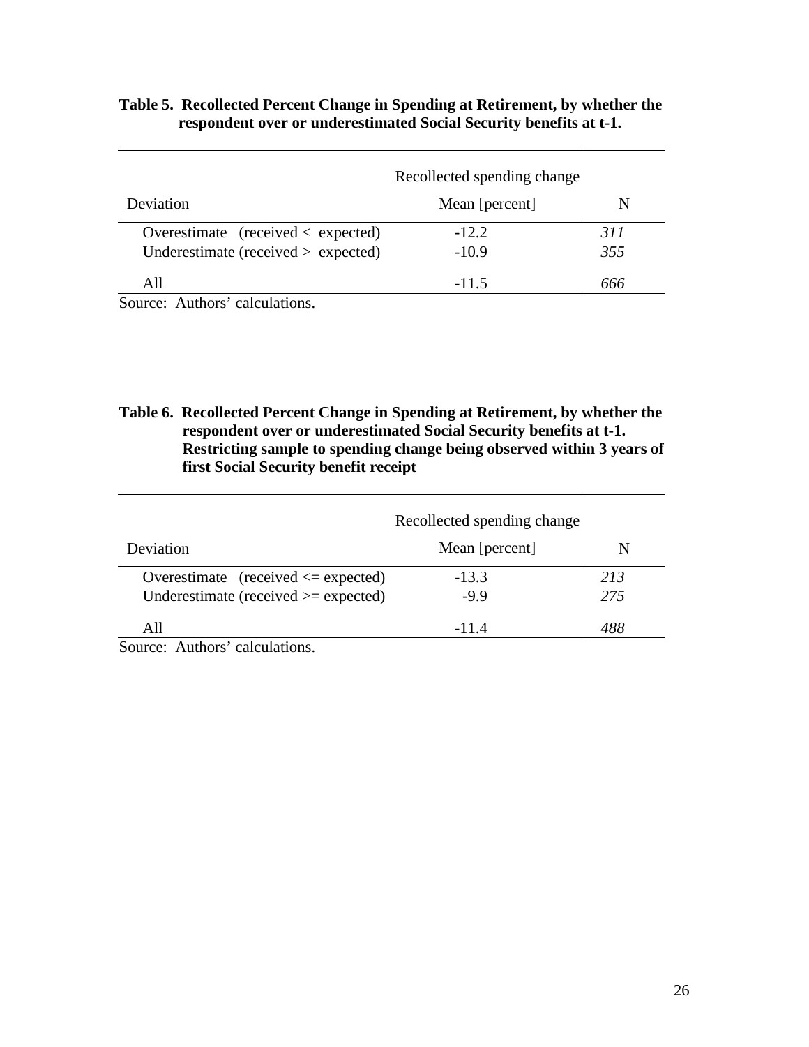**Table 5. Recollected Percent Change in Spending at Retirement, by whether the respondent over or underestimated Social Security benefits at t-1.**

| Deviation | Recollected spending change<br>Mean [percent] | N |
|---|---|---|
| Overestimate (received < expected) | -12.2 | *311* |
| Underestimate (received > expected) | -10.9 | *355* |
| All | -11.5 | *666* |

Source: Authors' calculations.

**Table 6. Recollected Percent Change in Spending at Retirement, by whether the respondent over or underestimated Social Security benefits at t-1. Restricting sample to spending change being observed within 3 years of first Social Security benefit receipt**

| Deviation | Recollected spending change<br>Mean [percent] | N |
|---|---|---|
| Overestimate (received <= expected) | -13.3 | *213* |
| Underestimate (received >= expected) | -9.9 | *275* |
| All | -11.4 | *488* |

Source: Authors' calculations.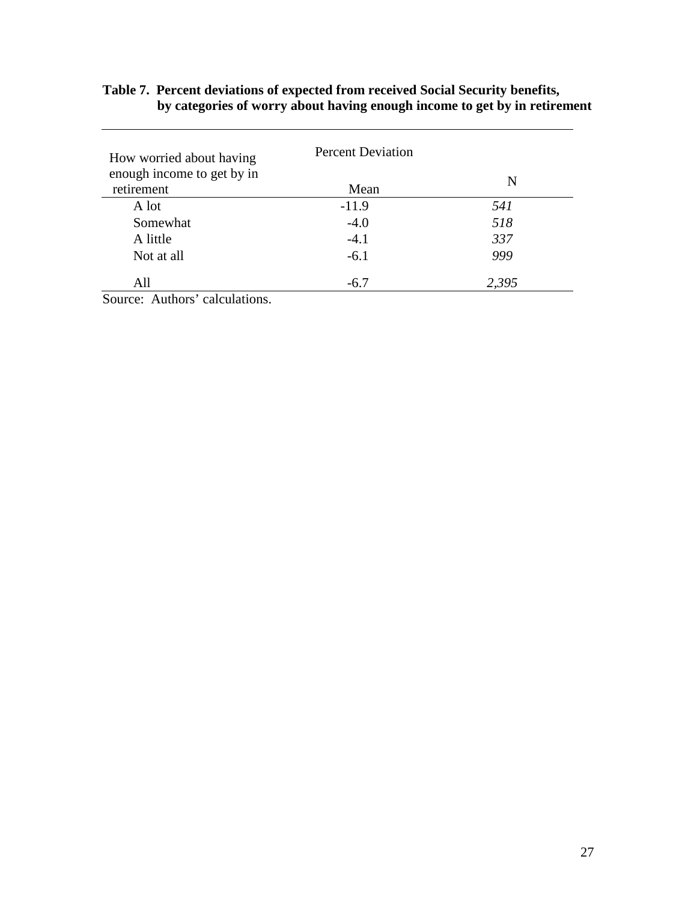**Table 7. Percent deviations of expected from received Social Security benefits, by categories of worry about having enough income to get by in retirement**

| How worried about having enough income to get by in retirement | Percent Deviation Mean | N |
|---|---|---|
| A lot | -11.9 | *541* |
| Somewhat | -4.0 | *518* |
| A little | -4.1 | *337* |
| Not at all | -6.1 | *999* |
| All | -6.7 | *2,395* |

Source: Authors' calculations.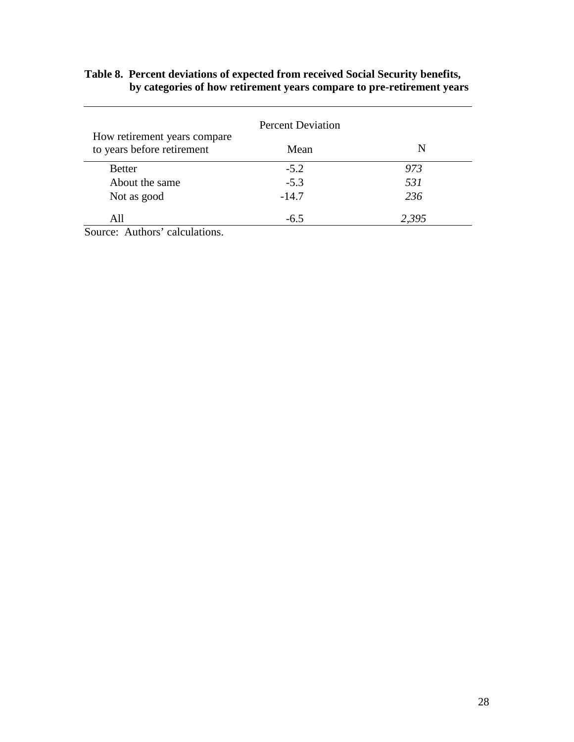**Table 8. Percent deviations of expected from received Social Security benefits, by categories of how retirement years compare to pre-retirement years**

| How retirement years compare to years before retirement | Percent Deviation Mean | N |
|---|---|---|
| Better | -5.2 | *973* |
| About the same | -5.3 | *531* |
| Not as good | -14.7 | *236* |
| All | -6.5 | *2,395* |

Source: Authors' calculations.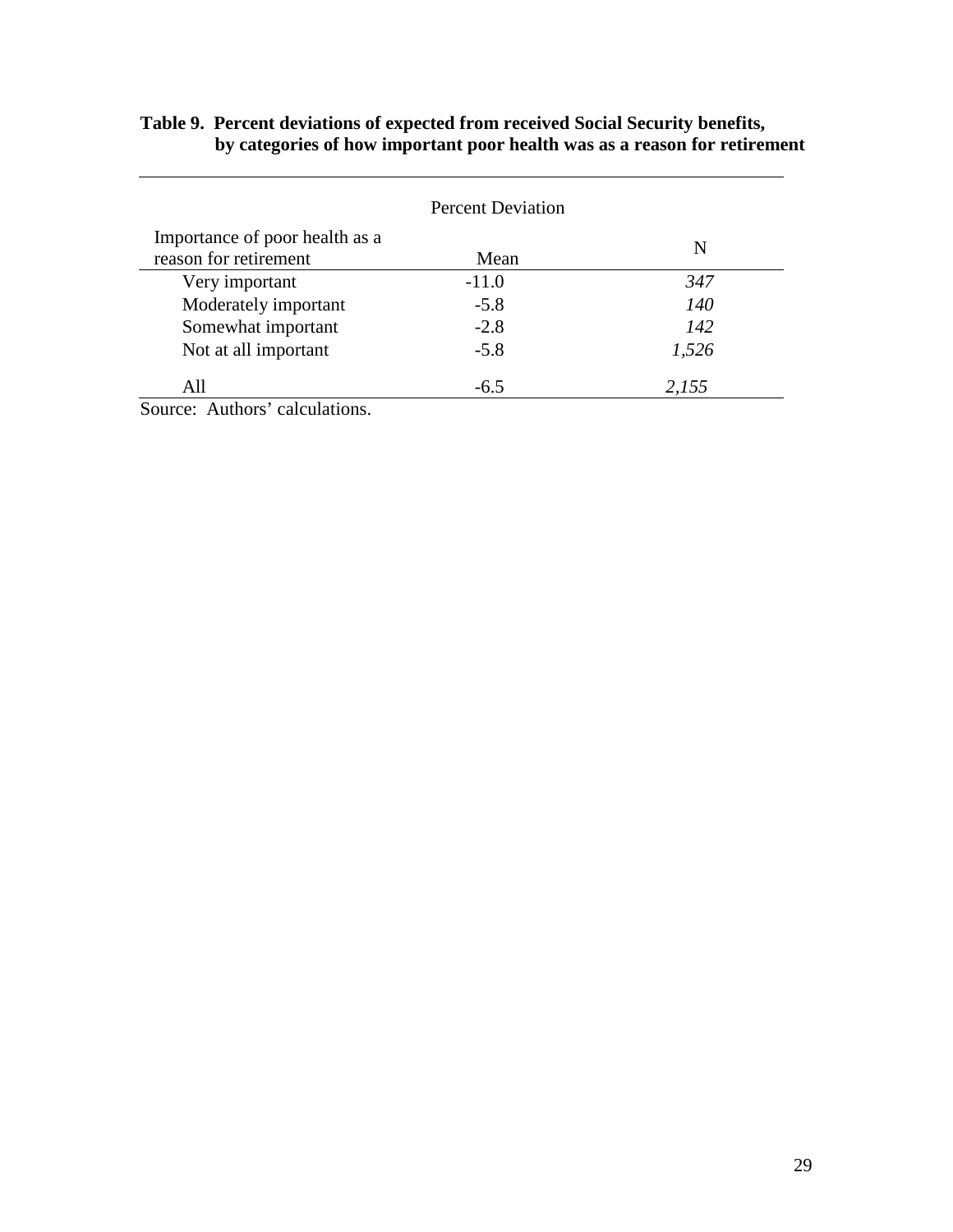**Table 9. Percent deviations of expected from received Social Security benefits, by categories of how important poor health was as a reason for retirement**

| Importance of poor health as a reason for retirement | Percent Deviation Mean | N |
|---|---|---|
| Very important | -11.0 | *347* |
| Moderately important | -5.8 | *140* |
| Somewhat important | -2.8 | *142* |
| Not at all important | -5.8 | *1,526* |
| All | -6.5 | *2,155* |

Source: Authors' calculations.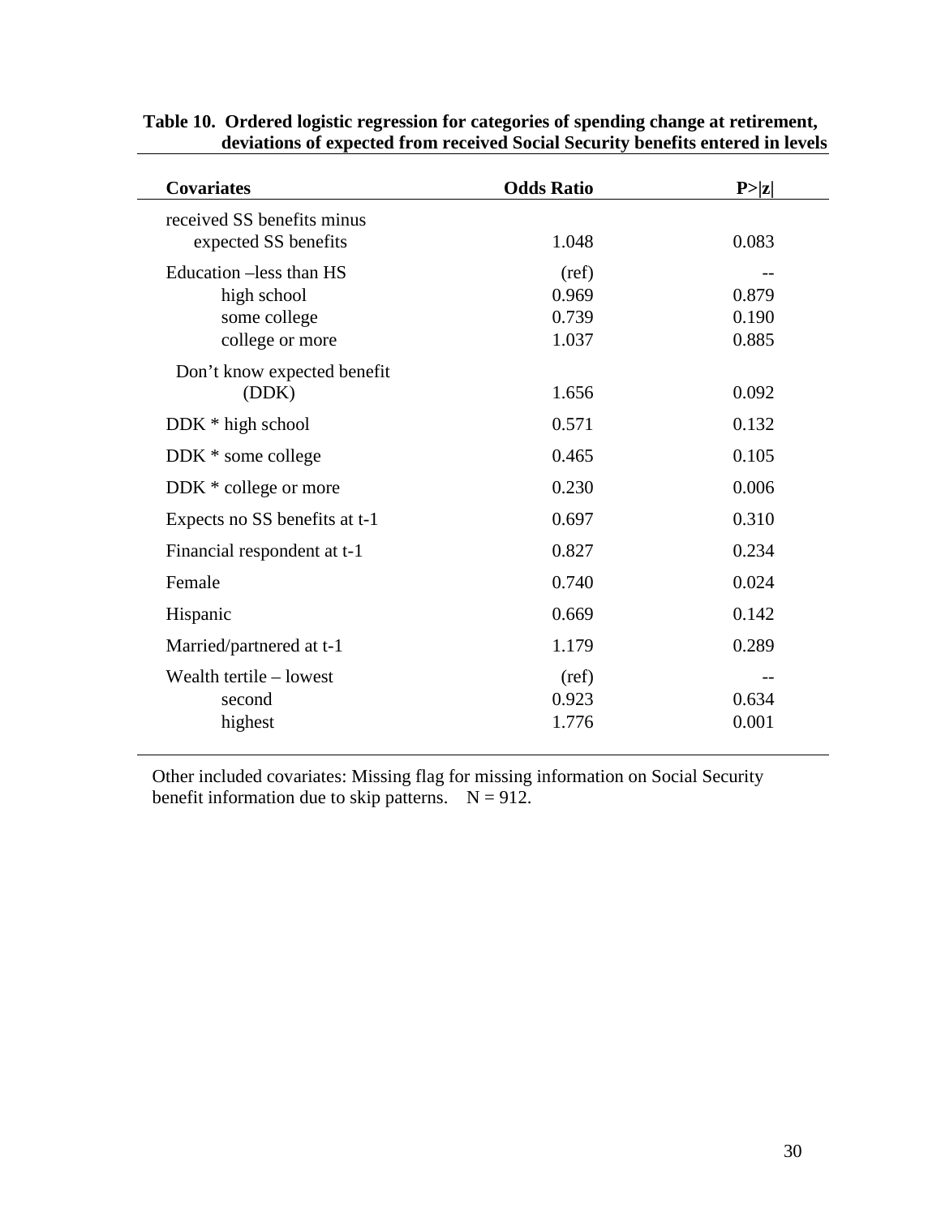**Table 10. Ordered logistic regression for categories of spending change at retirement, deviations of expected from received Social Security benefits entered in levels**

| Covariates | Odds Ratio | P>\|z\| |
|---|---|---|
| received SS benefits minus expected SS benefits | 1.048 | 0.083 |
| Education –less than HS | (ref) | -- |
| high school | 0.969 | 0.879 |
| some college | 0.739 | 0.190 |
| college or more | 1.037 | 0.885 |
| Don't know expected benefit (DDK) | 1.656 | 0.092 |
| DDK * high school | 0.571 | 0.132 |
| DDK * some college | 0.465 | 0.105 |
| DDK * college or more | 0.230 | 0.006 |
| Expects no SS benefits at t-1 | 0.697 | 0.310 |
| Financial respondent at t-1 | 0.827 | 0.234 |
| Female | 0.740 | 0.024 |
| Hispanic | 0.669 | 0.142 |
| Married/partnered at t-1 | 1.179 | 0.289 |
| Wealth tertile – lowest | (ref) | -- |
| second | 0.923 | 0.634 |
| highest | 1.776 | 0.001 |

Other included covariates: Missing flag for missing information on Social Security benefit information due to skip patterns. N = 912.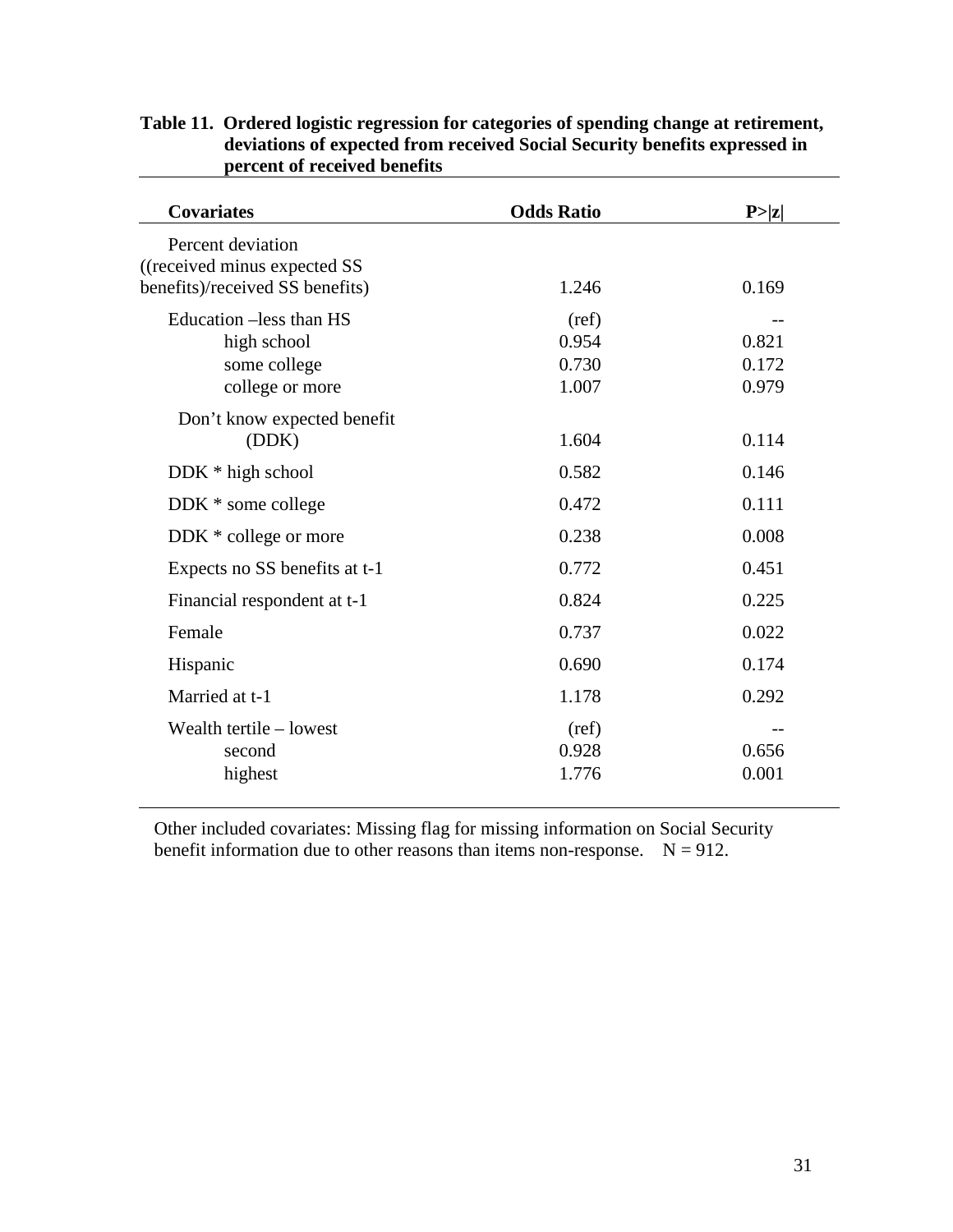**Table 11. Ordered logistic regression for categories of spending change at retirement, deviations of expected from received Social Security benefits expressed in percent of received benefits**

| Covariates | Odds Ratio | P>\|z\| |
|---|---|---|
| Percent deviation ((received minus expected SS benefits)/received SS benefits) | 1.246 | 0.169 |
| Education –less than HS | (ref) | -- |
| high school | 0.954 | 0.821 |
| some college | 0.730 | 0.172 |
| college or more | 1.007 | 0.979 |
| Don't know expected benefit (DDK) | 1.604 | 0.114 |
| DDK * high school | 0.582 | 0.146 |
| DDK * some college | 0.472 | 0.111 |
| DDK * college or more | 0.238 | 0.008 |
| Expects no SS benefits at t-1 | 0.772 | 0.451 |
| Financial respondent at t-1 | 0.824 | 0.225 |
| Female | 0.737 | 0.022 |
| Hispanic | 0.690 | 0.174 |
| Married at t-1 | 1.178 | 0.292 |
| Wealth tertile – lowest | (ref) | -- |
| second | 0.928 | 0.656 |
| highest | 1.776 | 0.001 |

Other included covariates: Missing flag for missing information on Social Security benefit information due to other reasons than items non-response. N = 912.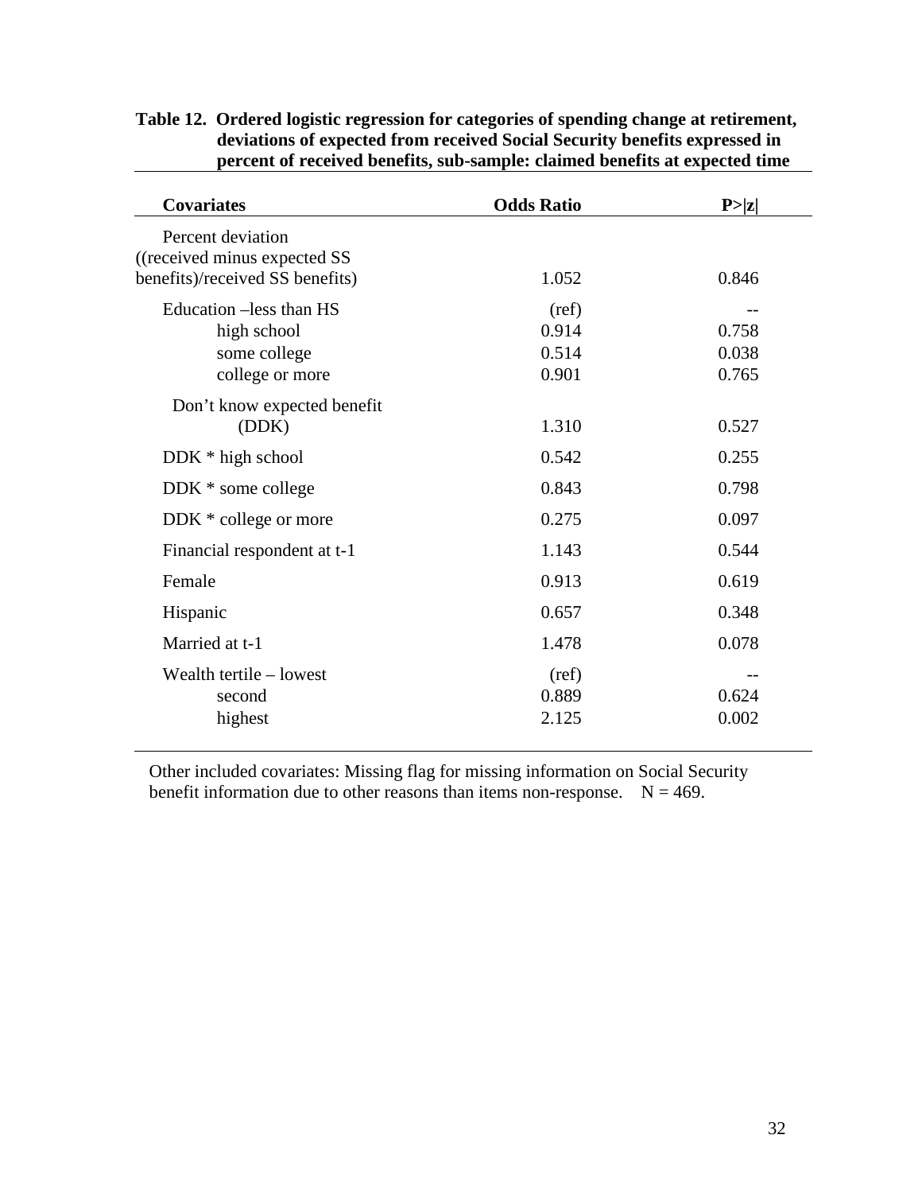**Table 12. Ordered logistic regression for categories of spending change at retirement, deviations of expected from received Social Security benefits expressed in percent of received benefits, sub-sample: claimed benefits at expected time**

| Covariates | Odds Ratio | P>\|z\| |
|---|---|---|
| Percent deviation ((received minus expected SS benefits)/received SS benefits) | 1.052 | 0.846 |
| Education –less than HS | (ref) | -- |
| high school | 0.914 | 0.758 |
| some college | 0.514 | 0.038 |
| college or more | 0.901 | 0.765 |
| Don't know expected benefit (DDK) | 1.310 | 0.527 |
| DDK * high school | 0.542 | 0.255 |
| DDK * some college | 0.843 | 0.798 |
| DDK * college or more | 0.275 | 0.097 |
| Financial respondent at t-1 | 1.143 | 0.544 |
| Female | 0.913 | 0.619 |
| Hispanic | 0.657 | 0.348 |
| Married at t-1 | 1.478 | 0.078 |
| Wealth tertile – lowest | (ref) | -- |
| second | 0.889 | 0.624 |
| highest | 2.125 | 0.002 |

Other included covariates: Missing flag for missing information on Social Security benefit information due to other reasons than items non-response. N = 469.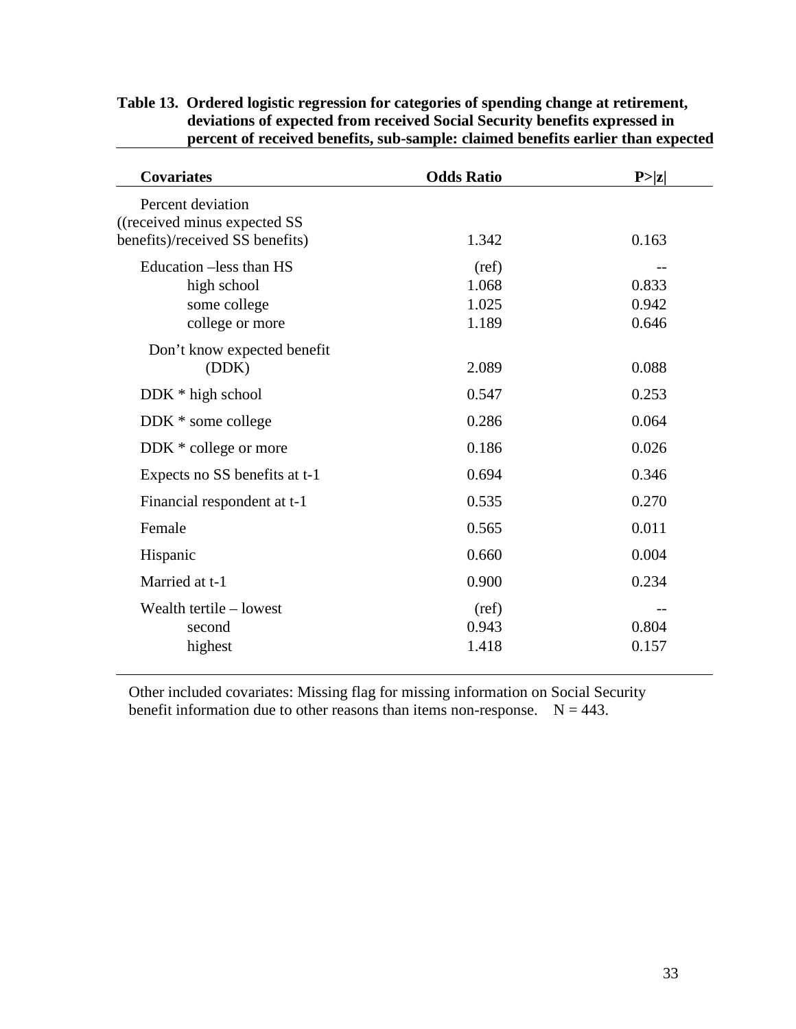**Table 13. Ordered logistic regression for categories of spending change at retirement, deviations of expected from received Social Security benefits expressed in percent of received benefits, sub-sample: claimed benefits earlier than expected**

| Covariates | Odds Ratio | P>\|z\| |
|---|---|---|
| Percent deviation ((received minus expected SS benefits)/received SS benefits) | 1.342 | 0.163 |
| Education –less than HS | (ref) | -- |
| high school | 1.068 | 0.833 |
| some college | 1.025 | 0.942 |
| college or more | 1.189 | 0.646 |
| Don't know expected benefit (DDK) | 2.089 | 0.088 |
| DDK * high school | 0.547 | 0.253 |
| DDK * some college | 0.286 | 0.064 |
| DDK * college or more | 0.186 | 0.026 |
| Expects no SS benefits at t-1 | 0.694 | 0.346 |
| Financial respondent at t-1 | 0.535 | 0.270 |
| Female | 0.565 | 0.011 |
| Hispanic | 0.660 | 0.004 |
| Married at t-1 | 0.900 | 0.234 |
| Wealth tertile – lowest | (ref) | -- |
| second | 0.943 | 0.804 |
| highest | 1.418 | 0.157 |

Other included covariates: Missing flag for missing information on Social Security benefit information due to other reasons than items non-response. N = 443.